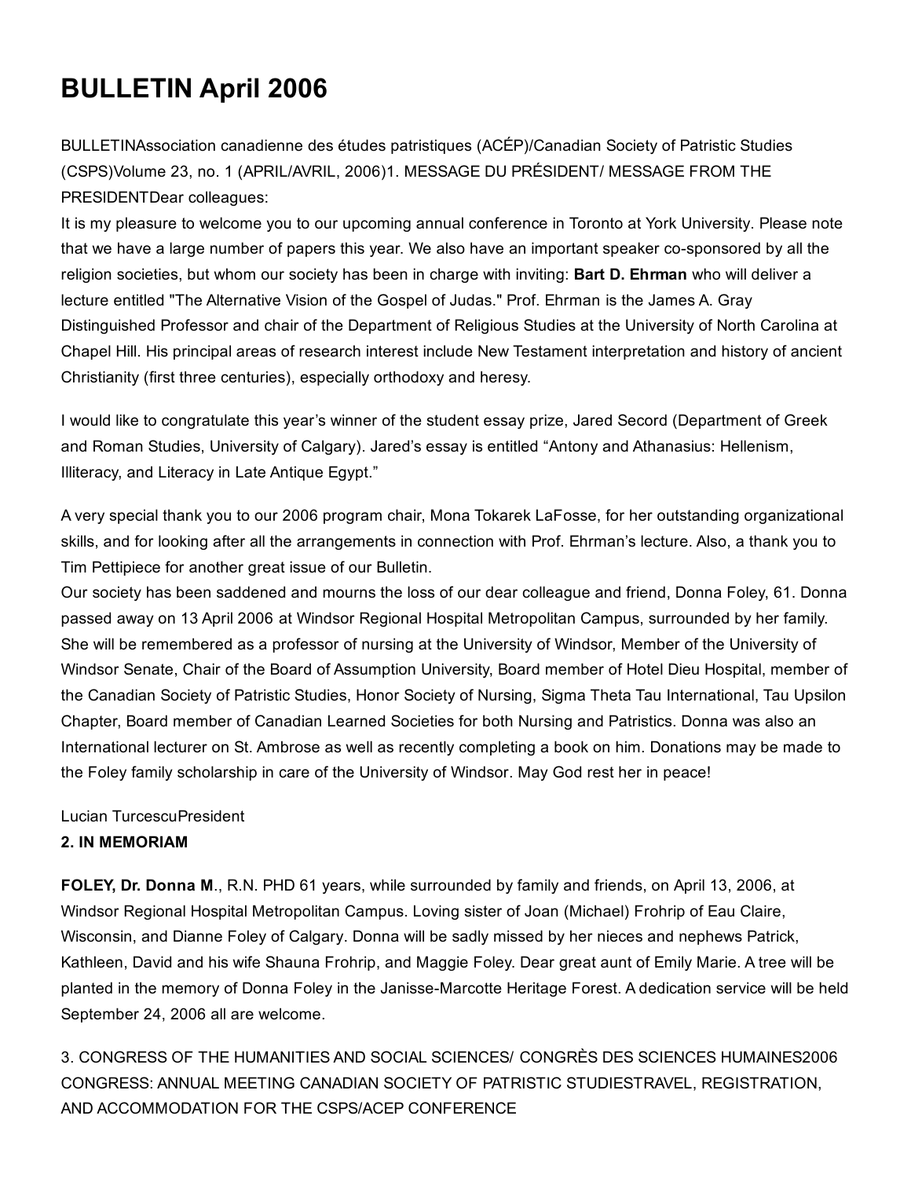# BULLETIN April 2006

BULLETINAssociation canadienne des études patristiques (ACÉP)/Canadian Society of Patristic Studies (CSPS)Volume 23, no. 1 (APRIL/AVRIL, 2006)1. MESSAGE DU PRÉSIDENT/ MESSAGE FROM THE PRESIDENTDear colleagues:

It is my pleasure to welcome you to our upcoming annual conference in Toronto at York University. Please note that we have a large number of papers this year. We also have an important speaker co-sponsored by all the religion societies, but whom our society has been in charge with inviting: **Bart D. Ehrman** who will deliver a lecture entitled "The Alternative Vision of the Gospel of Judas." Prof. Ehrman is the James A. Gray Distinguished Professor and chair of the Department of Religious Studies at the University of North Carolina at Chapel Hill. His principal areas of research interest include New Testament interpretation and history of ancient Christianity (first three centuries), especially orthodoxy and heresy.

I would like to congratulate this year's winner of the student essay prize, Jared Secord (Department of Greek and Roman Studies, University of Calgary). Jared's essay is entitled "Antony and Athanasius: Hellenism, Illiteracy, and Literacy in Late Antique Egypt."

A very special thank you to our 2006 program chair, Mona Tokarek LaFosse, for her outstanding organizational skills, and for looking after all the arrangements in connection with Prof. Ehrman's lecture. Also, a thank you to Tim Pettipiece for another great issue of our Bulletin.

Our society has been saddened and mourns the loss of our dear colleague and friend, Donna Foley, 61. Donna passed away on 13 April 2006 at Windsor Regional Hospital Metropolitan Campus, surrounded by her family. She will be remembered as a professor of nursing at the University of Windsor, Member of the University of Windsor Senate, Chair of the Board of Assumption University, Board member of Hotel Dieu Hospital, member of the Canadian Society of Patristic Studies, Honor Society of Nursing, Sigma Theta Tau International, Tau Upsilon Chapter, Board member of Canadian Learned Societies for both Nursing and Patristics. Donna was also an International lecturer on St. Ambrose as well as recently completing a book on him. Donations may be made to the Foley family scholarship in care of the University of Windsor. May God rest her in peace!

Lucian TurcescuPresident

**2. IN MEMORIAM**

**FOLEY, Dr. Donna M**., R.N. PHD 61 years, while surrounded by family and friends, on April 13, 2006, at Windsor Regional Hospital Metropolitan Campus. Loving sister of Joan (Michael) Frohrip of Eau Claire, Wisconsin, and Dianne Foley of Calgary. Donna will be sadly missed by her nieces and nephews Patrick, Kathleen, David and his wife Shauna Frohrip, and Maggie Foley. Dear great aunt of Emily Marie. A tree will be planted in the memory of Donna Foley in the Janisse-Marcotte Heritage Forest. A dedication service will be held September 24, 2006 all are welcome.

3. CONGRESS OF THE HUMANITIES AND SOCIAL SCIENCES/ CONGRÈS DES SCIENCES HUMAINES2006 CONGRESS: ANNUAL MEETING CANADIAN SOCIETY OF PATRISTIC STUDIESTRAVEL, REGISTRATION, AND ACCOMMODATION FOR THE CSPS/ACEP CONFERENCE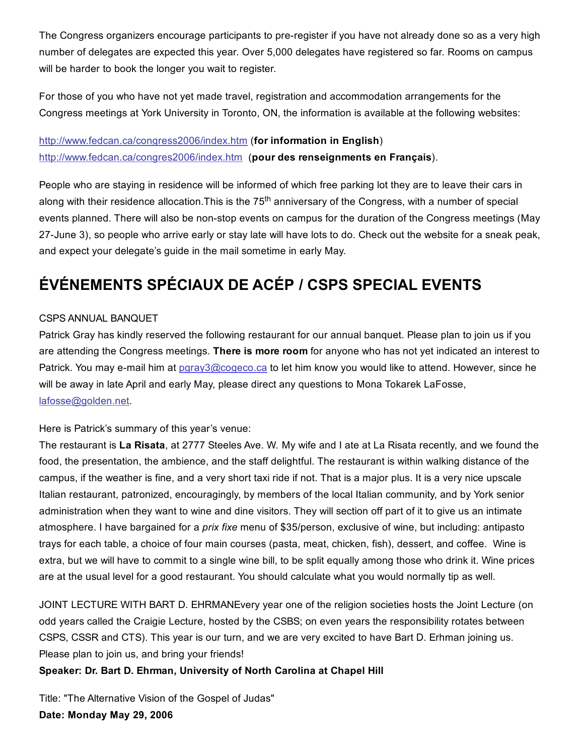The Congress organizers encourage participants to pre-register if you have not already done so as a very high number of delegates are expected this year. Over 5,000 delegates have registered so far. Rooms on campus will be harder to book the longer you wait to register.

For those of you who have not yet made travel, registration and accommodation arrangements for the Congress meetings at York University in Toronto, ON, the information is available at the following websites:

http://www.fedcan.ca/congress2006/index.htm (**for information in English**)
http://www.fedcan.ca/congres2006/index.htm (**pour des renseignements en Français**).

People who are staying in residence will be informed of which free parking lot they are to leave their cars in along with their residence allocation.This is the 75th anniversary of the Congress, with a number of special events planned. There will also be non-stop events on campus for the duration of the Congress meetings (May 27-June 3), so people who arrive early or stay late will have lots to do. Check out the website for a sneak peak, and expect your delegate's guide in the mail sometime in early May.

# ÉVÉNEMENTS SPÉCIAUX DE ACÉP / CSPS SPECIAL EVENTS

CSPS ANNUAL BANQUET

Patrick Gray has kindly reserved the following restaurant for our annual banquet. Please plan to join us if you are attending the Congress meetings. **There is more room** for anyone who has not yet indicated an interest to Patrick. You may e-mail him at pgray3@cogeco.ca to let him know you would like to attend. However, since he will be away in late April and early May, please direct any questions to Mona Tokarek LaFosse, lafosse@golden.net.

Here is Patrick's summary of this year's venue:

The restaurant is **La Risata**, at 2777 Steeles Ave. W. My wife and I ate at La Risata recently, and we found the food, the presentation, the ambience, and the staff delightful. The restaurant is within walking distance of the campus, if the weather is fine, and a very short taxi ride if not. That is a major plus. It is a very nice upscale Italian restaurant, patronized, encouragingly, by members of the local Italian community, and by York senior administration when they want to wine and dine visitors. They will section off part of it to give us an intimate atmosphere. I have bargained for a *prix fixe* menu of $35/person, exclusive of wine, but including: antipasto trays for each table, a choice of four main courses (pasta, meat, chicken, fish), dessert, and coffee. Wine is extra, but we will have to commit to a single wine bill, to be split equally among those who drink it. Wine prices are at the usual level for a good restaurant. You should calculate what you would normally tip as well.

JOINT LECTURE WITH BART D. EHRMANEvery year one of the religion societies hosts the Joint Lecture (on odd years called the Craigie Lecture, hosted by the CSBS; on even years the responsibility rotates between CSPS, CSSR and CTS). This year is our turn, and we are very excited to have Bart D. Erhman joining us. Please plan to join us, and bring your friends!

**Speaker: Dr. Bart D. Ehrman, University of North Carolina at Chapel Hill**

Title: "The Alternative Vision of the Gospel of Judas"

**Date: Monday May 29, 2006**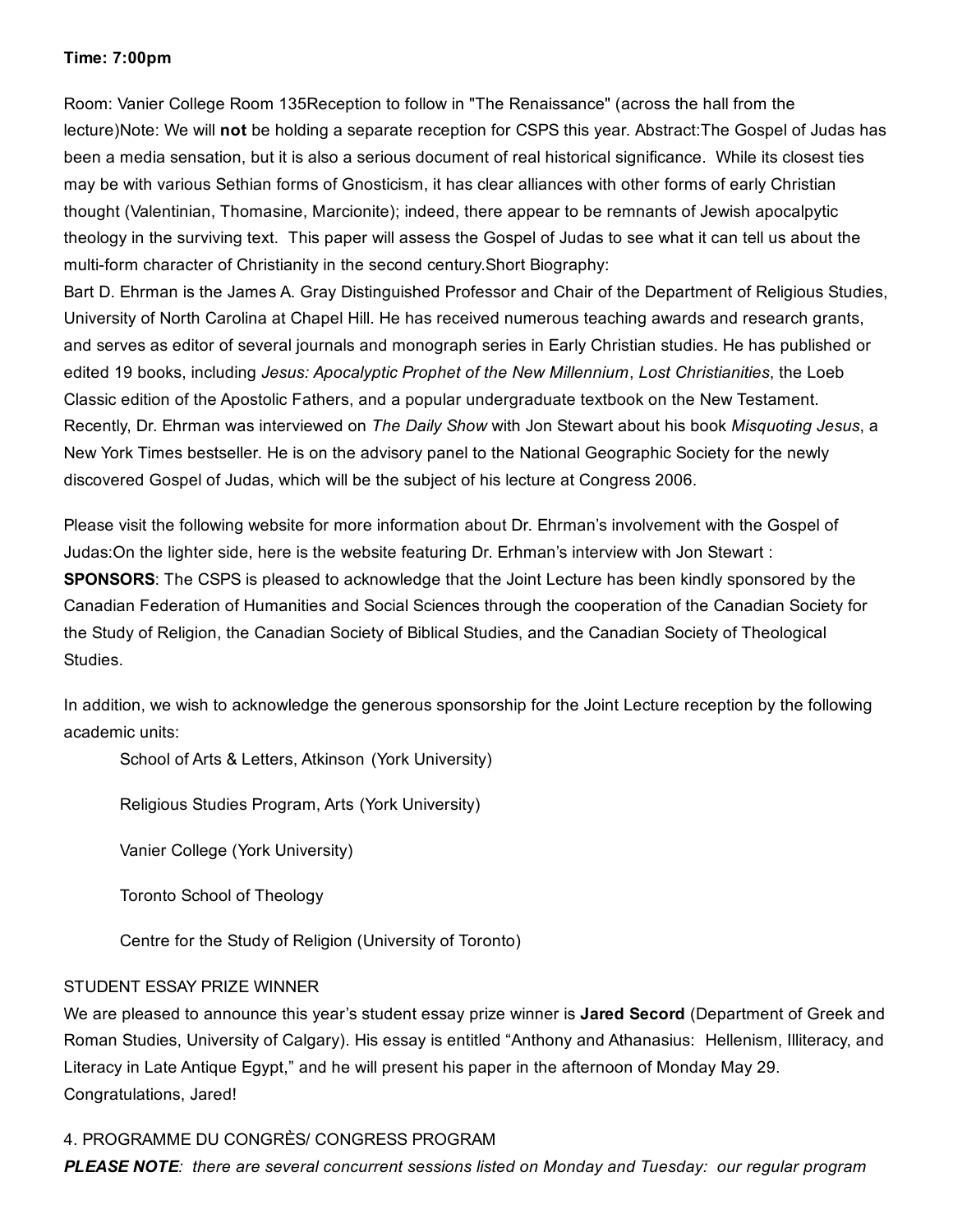**Time: 7:00pm**

Room: Vanier College Room 135Reception to follow in "The Renaissance" (across the hall from the lecture)Note: We will **not** be holding a separate reception for CSPS this year. Abstract:The Gospel of Judas has been a media sensation, but it is also a serious document of real historical significance. While its closest ties may be with various Sethian forms of Gnosticism, it has clear alliances with other forms of early Christian thought (Valentinian, Thomasine, Marcionite); indeed, there appear to be remnants of Jewish apocalpytic theology in the surviving text. This paper will assess the Gospel of Judas to see what it can tell us about the multi-form character of Christianity in the second century.Short Biography:
Bart D. Ehrman is the James A. Gray Distinguished Professor and Chair of the Department of Religious Studies, University of North Carolina at Chapel Hill. He has received numerous teaching awards and research grants, and serves as editor of several journals and monograph series in Early Christian studies. He has published or edited 19 books, including *Jesus: Apocalyptic Prophet of the New Millennium*, *Lost Christianities*, the Loeb Classic edition of the Apostolic Fathers, and a popular undergraduate textbook on the New Testament. Recently, Dr. Ehrman was interviewed on *The Daily Show* with Jon Stewart about his book *Misquoting Jesus*, a New York Times bestseller. He is on the advisory panel to the National Geographic Society for the newly discovered Gospel of Judas, which will be the subject of his lecture at Congress 2006.

Please visit the following website for more information about Dr. Ehrman's involvement with the Gospel of Judas:On the lighter side, here is the website featuring Dr. Erhman's interview with Jon Stewart :
**SPONSORS**: The CSPS is pleased to acknowledge that the Joint Lecture has been kindly sponsored by the Canadian Federation of Humanities and Social Sciences through the cooperation of the Canadian Society for the Study of Religion, the Canadian Society of Biblical Studies, and the Canadian Society of Theological Studies.

In addition, we wish to acknowledge the generous sponsorship for the Joint Lecture reception by the following academic units:

School of Arts & Letters, Atkinson (York University)

Religious Studies Program, Arts (York University)

Vanier College (York University)

Toronto School of Theology

Centre for the Study of Religion (University of Toronto)

STUDENT ESSAY PRIZE WINNER
We are pleased to announce this year's student essay prize winner is **Jared Secord** (Department of Greek and Roman Studies, University of Calgary). His essay is entitled "Anthony and Athanasius: Hellenism, Illiteracy, and Literacy in Late Antique Egypt," and he will present his paper in the afternoon of Monday May 29. Congratulations, Jared!

4. PROGRAMME DU CONGRÈS/ CONGRESS PROGRAM
***PLEASE NOTE**: there are several concurrent sessions listed on Monday and Tuesday: our regular program*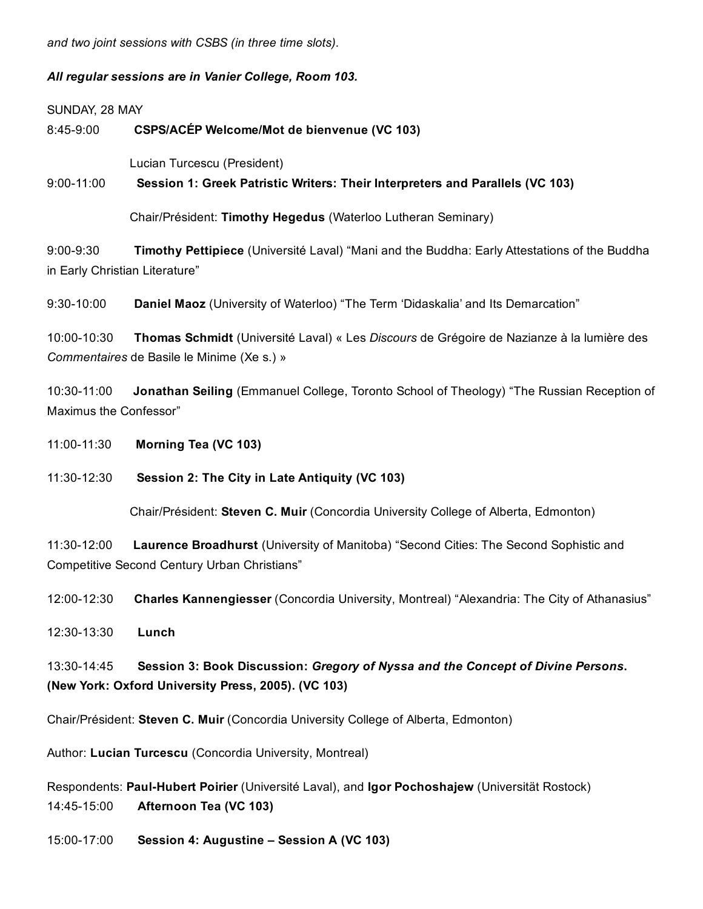*and two joint sessions with CSBS (in three time slots).*

***All regular sessions are in Vanier College, Room 103.***

SUNDAY, 28 MAY

8:45-9:00 **CSPS/ACÉP Welcome/Mot de bienvenue (VC 103)**

Lucian Turcescu (President)

9:00-11:00 **Session 1: Greek Patristic Writers: Their Interpreters and Parallels (VC 103)**

Chair/Président: **Timothy Hegedus** (Waterloo Lutheran Seminary)

9:00-9:30 **Timothy Pettipiece** (Université Laval) "Mani and the Buddha: Early Attestations of the Buddha in Early Christian Literature"

9:30-10:00 **Daniel Maoz** (University of Waterloo) "The Term 'Didaskalia' and Its Demarcation"

10:00-10:30 **Thomas Schmidt** (Université Laval) « Les *Discours* de Grégoire de Nazianze à la lumière des *Commentaires* de Basile le Minime (Xe s.) »

10:30-11:00 **Jonathan Seiling** (Emmanuel College, Toronto School of Theology) "The Russian Reception of Maximus the Confessor"

11:00-11:30 **Morning Tea (VC 103)**

11:30-12:30 **Session 2: The City in Late Antiquity (VC 103)**

Chair/Président: **Steven C. Muir** (Concordia University College of Alberta, Edmonton)

11:30-12:00 **Laurence Broadhurst** (University of Manitoba) "Second Cities: The Second Sophistic and Competitive Second Century Urban Christians"

12:00-12:30 **Charles Kannengiesser** (Concordia University, Montreal) "Alexandria: The City of Athanasius"

12:30-13:30 **Lunch**

13:30-14:45 **Session 3: Book Discussion: *Gregory of Nyssa and the Concept of Divine Persons*. (New York: Oxford University Press, 2005). (VC 103)**

Chair/Président: **Steven C. Muir** (Concordia University College of Alberta, Edmonton)

Author: **Lucian Turcescu** (Concordia University, Montreal)

Respondents: **Paul-Hubert Poirier** (Université Laval), and **Igor Pochoshajew** (Universität Rostock)

14:45-15:00 **Afternoon Tea (VC 103)**

15:00-17:00 **Session 4: Augustine – Session A (VC 103)**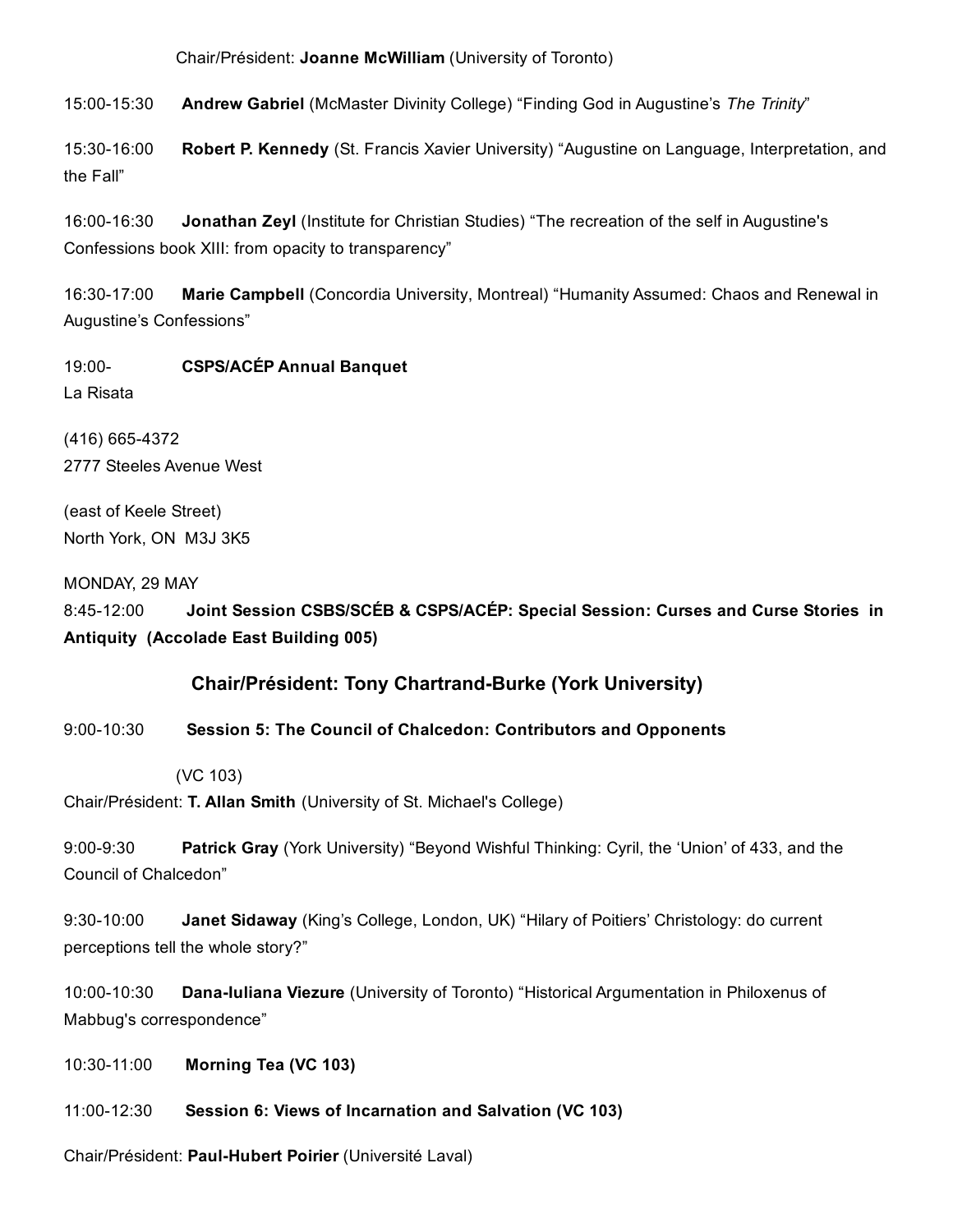Chair/Président: **Joanne McWilliam** (University of Toronto)

15:00-15:30 **Andrew Gabriel** (McMaster Divinity College) "Finding God in Augustine's *The Trinity*"

15:30-16:00 **Robert P. Kennedy** (St. Francis Xavier University) "Augustine on Language, Interpretation, and the Fall"

16:00-16:30 **Jonathan Zeyl** (Institute for Christian Studies) "The recreation of the self in Augustine's Confessions book XIII: from opacity to transparency"

16:30-17:00 **Marie Campbell** (Concordia University, Montreal) "Humanity Assumed: Chaos and Renewal in Augustine's Confessions"

19:00- **CSPS/ACÉP Annual Banquet**
La Risata

(416) 665-4372
2777 Steeles Avenue West

(east of Keele Street)
North York, ON M3J 3K5

MONDAY, 29 MAY

8:45-12:00 **Joint Session CSBS/SCÉB & CSPS/ACÉP: Special Session: Curses and Curse Stories in Antiquity (Accolade East Building 005)**

**Chair/Président: Tony Chartrand-Burke (York University)**

9:00-10:30 **Session 5: The Council of Chalcedon: Contributors and Opponents**

(VC 103)
Chair/Président: **T. Allan Smith** (University of St. Michael's College)

9:00-9:30 **Patrick Gray** (York University) "Beyond Wishful Thinking: Cyril, the 'Union' of 433, and the Council of Chalcedon"

9:30-10:00 **Janet Sidaway** (King's College, London, UK) "Hilary of Poitiers' Christology: do current perceptions tell the whole story?"

10:00-10:30 **Dana-Iuliana Viezure** (University of Toronto) "Historical Argumentation in Philoxenus of Mabbug's correspondence"

10:30-11:00 **Morning Tea (VC 103)**

11:00-12:30 **Session 6: Views of Incarnation and Salvation (VC 103)**

Chair/Président: **Paul-Hubert Poirier** (Université Laval)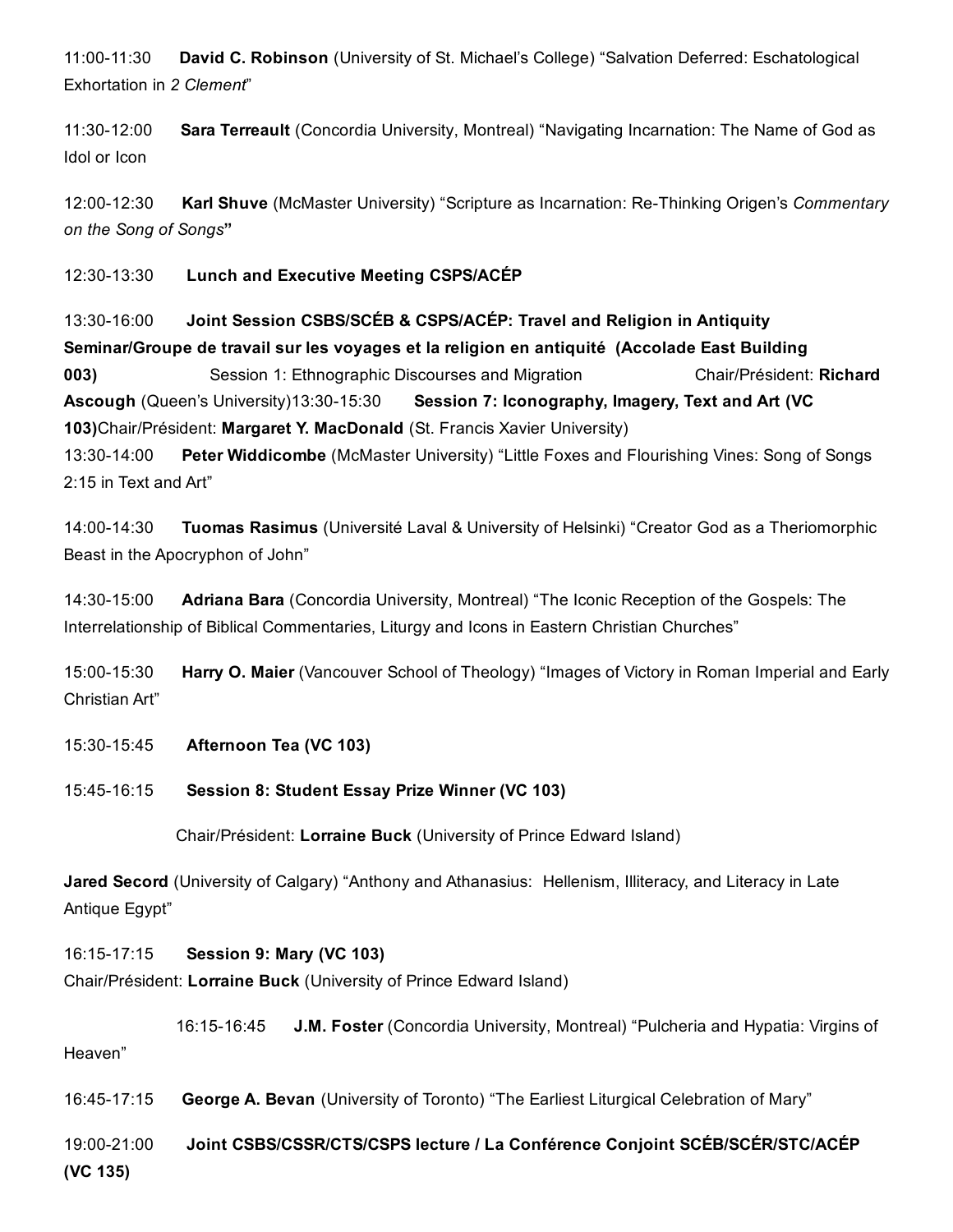11:00-11:30 **David C. Robinson** (University of St. Michael's College) "Salvation Deferred: Eschatological Exhortation in *2 Clement*"

11:30-12:00 **Sara Terreault** (Concordia University, Montreal) "Navigating Incarnation: The Name of God as Idol or Icon

12:00-12:30 **Karl Shuve** (McMaster University) "Scripture as Incarnation: Re-Thinking Origen's *Commentary on the Song of Songs***"**

12:30-13:30 **Lunch and Executive Meeting CSPS/ACÉP**

13:30-16:00 **Joint Session CSBS/SCÉB & CSPS/ACÉP: Travel and Religion in Antiquity Seminar/Groupe de travail sur les voyages et la religion en antiquité (Accolade East Building 003)** Session 1: Ethnographic Discourses and Migration Chair/Président: **Richard Ascough** (Queen's University)13:30-15:30 **Session 7: Iconography, Imagery, Text and Art (VC 103)**Chair/Président: **Margaret Y. MacDonald** (St. Francis Xavier University)

13:30-14:00 **Peter Widdicombe** (McMaster University) "Little Foxes and Flourishing Vines: Song of Songs 2:15 in Text and Art"

14:00-14:30 **Tuomas Rasimus** (Université Laval & University of Helsinki) "Creator God as a Theriomorphic Beast in the Apocryphon of John"

14:30-15:00 **Adriana Bara** (Concordia University, Montreal) "The Iconic Reception of the Gospels: The Interrelationship of Biblical Commentaries, Liturgy and Icons in Eastern Christian Churches"

15:00-15:30 **Harry O. Maier** (Vancouver School of Theology) "Images of Victory in Roman Imperial and Early Christian Art"

15:30-15:45 **Afternoon Tea (VC 103)**

15:45-16:15 **Session 8: Student Essay Prize Winner (VC 103)**

Chair/Président: **Lorraine Buck** (University of Prince Edward Island)

**Jared Secord** (University of Calgary) "Anthony and Athanasius: Hellenism, Illiteracy, and Literacy in Late Antique Egypt"

16:15-17:15 **Session 9: Mary (VC 103)**
Chair/Président: **Lorraine Buck** (University of Prince Edward Island)

16:15-16:45 **J.M. Foster** (Concordia University, Montreal) "Pulcheria and Hypatia: Virgins of Heaven"

16:45-17:15 **George A. Bevan** (University of Toronto) "The Earliest Liturgical Celebration of Mary"

19:00-21:00 **Joint CSBS/CSSR/CTS/CSPS lecture / La Conférence Conjoint SCÉB/SCÉR/STC/ACÉP (VC 135)**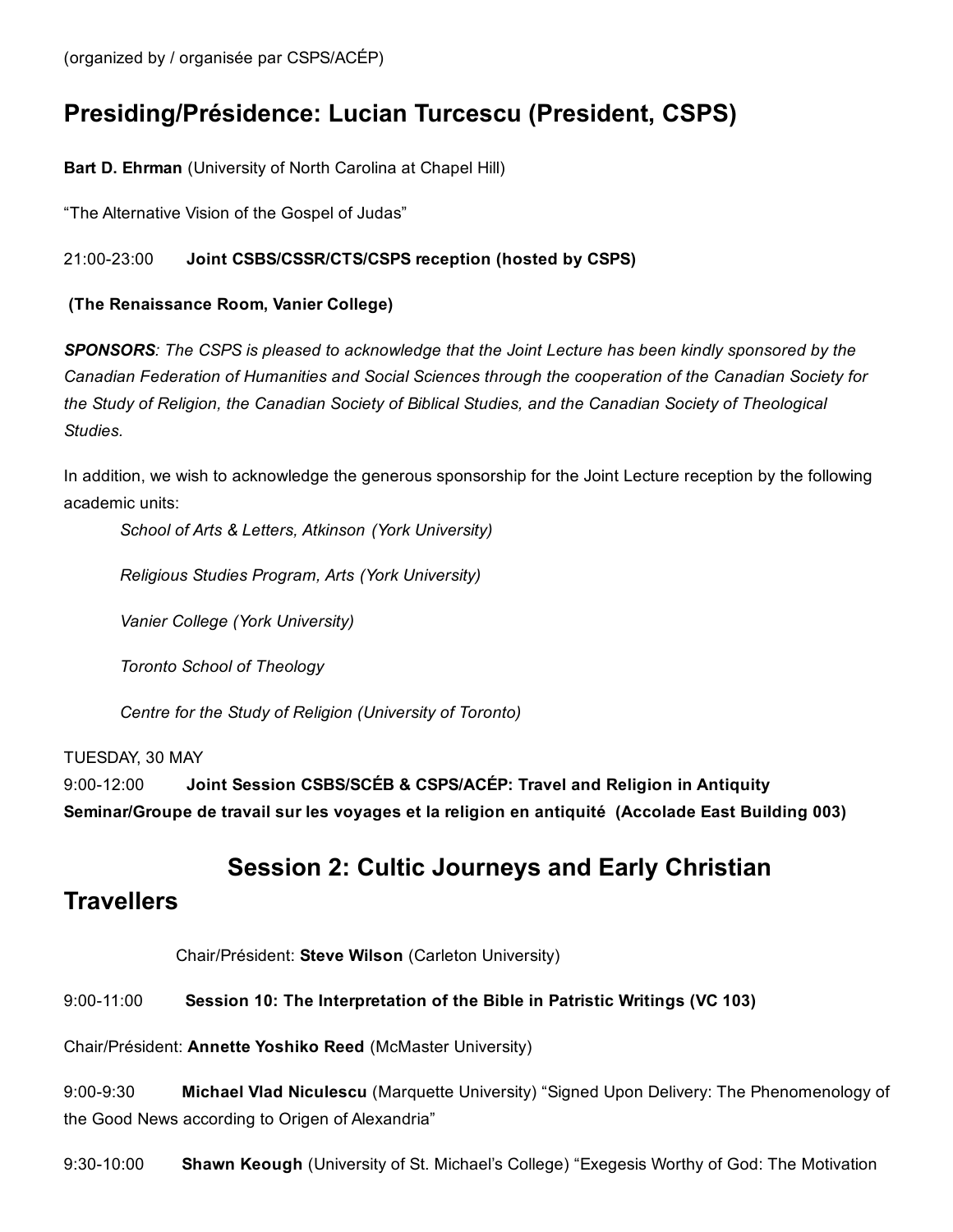(organized by / organisée par CSPS/ACÉP)

## Presiding/Présidence: Lucian Turcescu (President, CSPS)

**Bart D. Ehrman** (University of North Carolina at Chapel Hill)

“The Alternative Vision of the Gospel of Judas”

21:00-23:00 **Joint CSBS/CSSR/CTS/CSPS reception (hosted by CSPS)**

**(The Renaissance Room, Vanier College)**

***SPONSORS****: The CSPS is pleased to acknowledge that the Joint Lecture has been kindly sponsored by the Canadian Federation of Humanities and Social Sciences through the cooperation of the Canadian Society for the Study of Religion, the Canadian Society of Biblical Studies, and the Canadian Society of Theological Studies.*

In addition, we wish to acknowledge the generous sponsorship for the Joint Lecture reception by the following academic units:

*School of Arts & Letters, Atkinson (York University)*

*Religious Studies Program, Arts (York University)*

*Vanier College (York University)*

*Toronto School of Theology*

*Centre for the Study of Religion (University of Toronto)*

TUESDAY, 30 MAY

9:00-12:00 **Joint Session CSBS/SCÉB & CSPS/ACÉP: Travel and Religion in Antiquity Seminar/Groupe de travail sur les voyages et la religion en antiquité (Accolade East Building 003)**

## Session 2: Cultic Journeys and Early Christian Travellers

Chair/Président: **Steve Wilson** (Carleton University)

9:00-11:00 **Session 10: The Interpretation of the Bible in Patristic Writings (VC 103)**

Chair/Président: **Annette Yoshiko Reed** (McMaster University)

9:00-9:30 **Michael Vlad Niculescu** (Marquette University) “Signed Upon Delivery: The Phenomenology of the Good News according to Origen of Alexandria”

9:30-10:00 **Shawn Keough** (University of St. Michael’s College) “Exegesis Worthy of God: The Motivation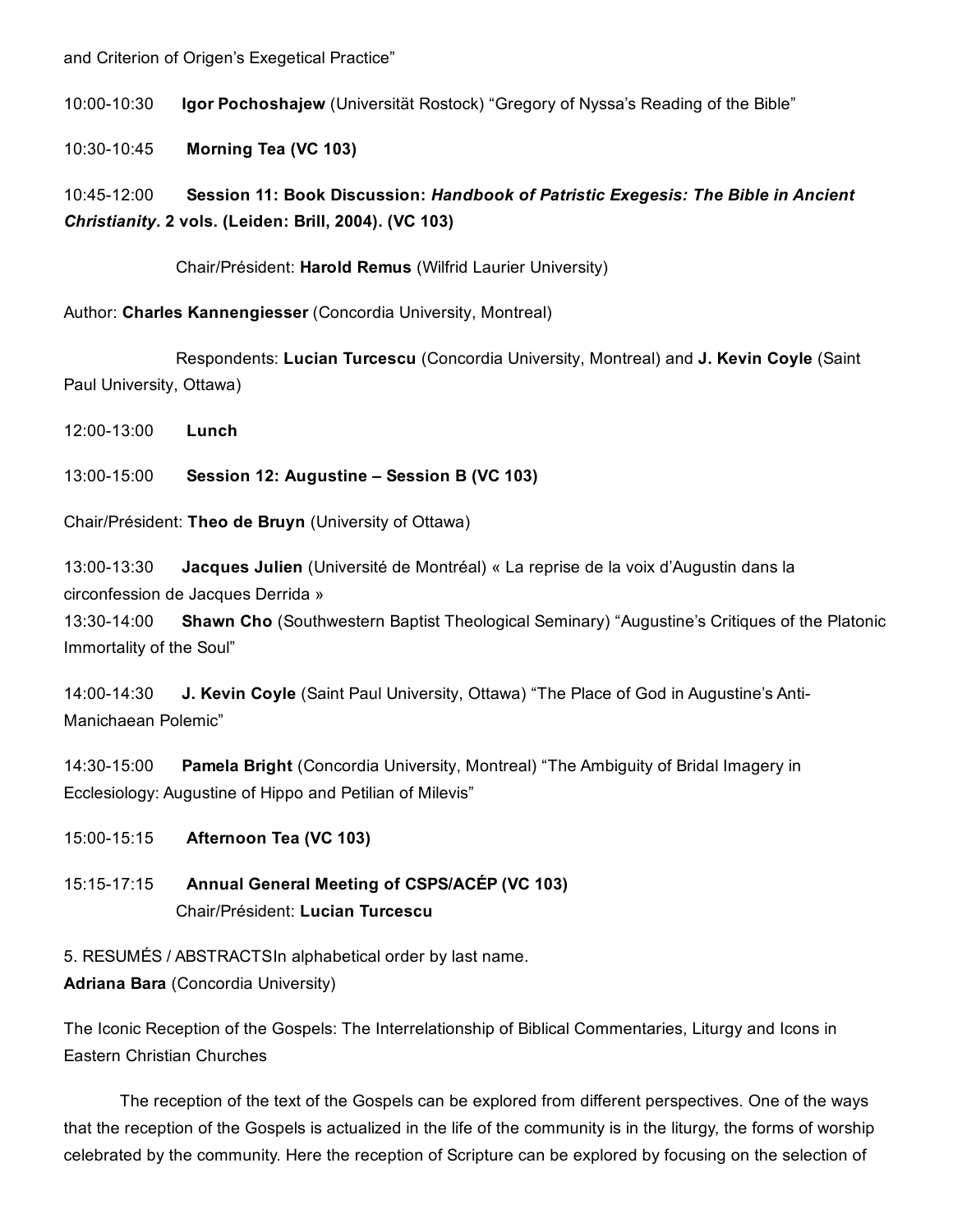and Criterion of Origen's Exegetical Practice"

10:00-10:30 **Igor Pochoshajew** (Universität Rostock) "Gregory of Nyssa's Reading of the Bible"

10:30-10:45 **Morning Tea (VC 103)**

10:45-12:00 **Session 11: Book Discussion:** ***Handbook of Patristic Exegesis: The Bible in Ancient Christianity*****. 2 vols. (Leiden: Brill, 2004). (VC 103)**

Chair/Président: **Harold Remus** (Wilfrid Laurier University)

Author: **Charles Kannengiesser** (Concordia University, Montreal)

Respondents: **Lucian Turcescu** (Concordia University, Montreal) and **J. Kevin Coyle** (Saint Paul University, Ottawa)

12:00-13:00 **Lunch**

13:00-15:00 **Session 12: Augustine – Session B (VC 103)**

Chair/Président: **Theo de Bruyn** (University of Ottawa)

13:00-13:30 **Jacques Julien** (Université de Montréal) « La reprise de la voix d'Augustin dans la circonfession de Jacques Derrida »
13:30-14:00 **Shawn Cho** (Southwestern Baptist Theological Seminary) "Augustine's Critiques of the Platonic Immortality of the Soul"

14:00-14:30 **J. Kevin Coyle** (Saint Paul University, Ottawa) "The Place of God in Augustine's Anti-Manichaean Polemic"

14:30-15:00 **Pamela Bright** (Concordia University, Montreal) "The Ambiguity of Bridal Imagery in Ecclesiology: Augustine of Hippo and Petilian of Milevis"

15:00-15:15 **Afternoon Tea (VC 103)**

15:15-17:15 **Annual General Meeting of CSPS/ACÉP (VC 103)**
Chair/Président: **Lucian Turcescu**

5. RESUMÉS / ABSTRACTSIn alphabetical order by last name.
**Adriana Bara** (Concordia University)

The Iconic Reception of the Gospels: The Interrelationship of Biblical Commentaries, Liturgy and Icons in Eastern Christian Churches

The reception of the text of the Gospels can be explored from different perspectives. One of the ways that the reception of the Gospels is actualized in the life of the community is in the liturgy, the forms of worship celebrated by the community. Here the reception of Scripture can be explored by focusing on the selection of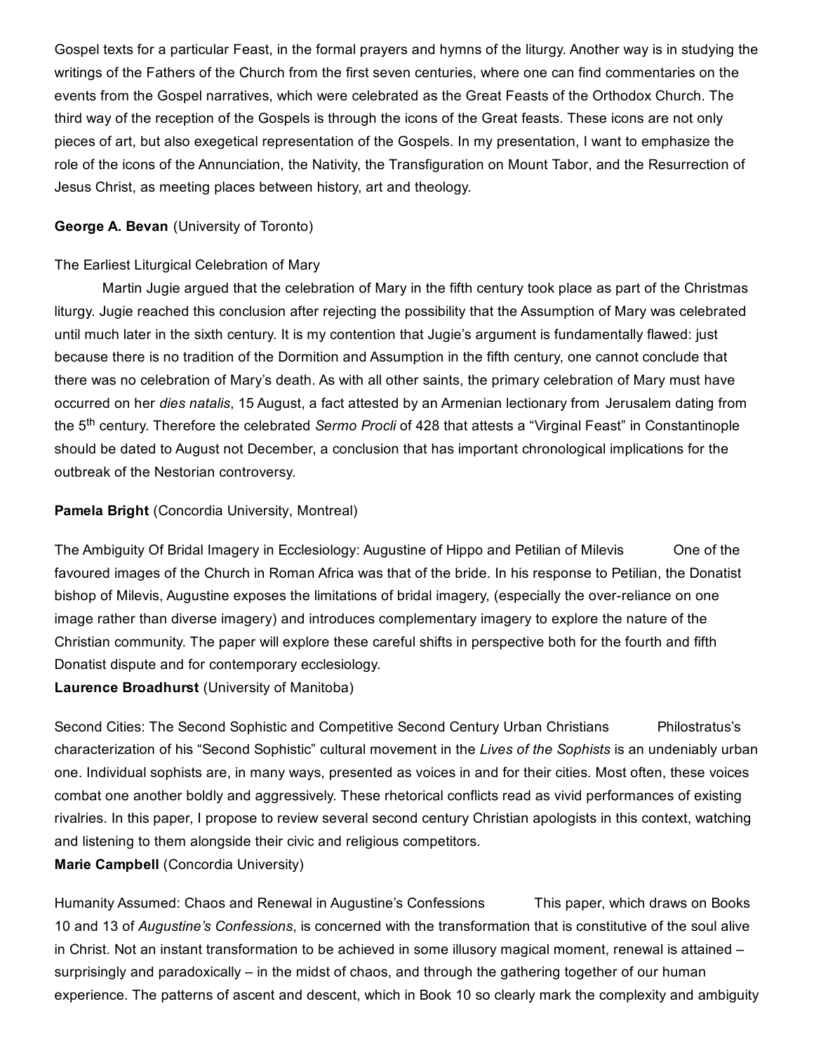Gospel texts for a particular Feast, in the formal prayers and hymns of the liturgy. Another way is in studying the writings of the Fathers of the Church from the first seven centuries, where one can find commentaries on the events from the Gospel narratives, which were celebrated as the Great Feasts of the Orthodox Church. The third way of the reception of the Gospels is through the icons of the Great feasts. These icons are not only pieces of art, but also exegetical representation of the Gospels. In my presentation, I want to emphasize the role of the icons of the Annunciation, the Nativity, the Transfiguration on Mount Tabor, and the Resurrection of Jesus Christ, as meeting places between history, art and theology.

**George A. Bevan** (University of Toronto)

The Earliest Liturgical Celebration of Mary

Martin Jugie argued that the celebration of Mary in the fifth century took place as part of the Christmas liturgy. Jugie reached this conclusion after rejecting the possibility that the Assumption of Mary was celebrated until much later in the sixth century. It is my contention that Jugie's argument is fundamentally flawed: just because there is no tradition of the Dormition and Assumption in the fifth century, one cannot conclude that there was no celebration of Mary's death. As with all other saints, the primary celebration of Mary must have occurred on her *dies natalis*, 15 August, a fact attested by an Armenian lectionary from Jerusalem dating from the 5th century. Therefore the celebrated *Sermo Procli* of 428 that attests a "Virginal Feast" in Constantinople should be dated to August not December, a conclusion that has important chronological implications for the outbreak of the Nestorian controversy.

**Pamela Bright** (Concordia University, Montreal)

The Ambiguity Of Bridal Imagery in Ecclesiology: Augustine of Hippo and Petilian of Milevis One of the favoured images of the Church in Roman Africa was that of the bride. In his response to Petilian, the Donatist bishop of Milevis, Augustine exposes the limitations of bridal imagery, (especially the over-reliance on one image rather than diverse imagery) and introduces complementary imagery to explore the nature of the Christian community. The paper will explore these careful shifts in perspective both for the fourth and fifth Donatist dispute and for contemporary ecclesiology.

**Laurence Broadhurst** (University of Manitoba)

Second Cities: The Second Sophistic and Competitive Second Century Urban Christians Philostratus's characterization of his "Second Sophistic" cultural movement in the *Lives of the Sophists* is an undeniably urban one. Individual sophists are, in many ways, presented as voices in and for their cities. Most often, these voices combat one another boldly and aggressively. These rhetorical conflicts read as vivid performances of existing rivalries. In this paper, I propose to review several second century Christian apologists in this context, watching and listening to them alongside their civic and religious competitors.

**Marie Campbell** (Concordia University)

Humanity Assumed: Chaos and Renewal in Augustine's Confessions This paper, which draws on Books 10 and 13 of *Augustine's Confessions*, is concerned with the transformation that is constitutive of the soul alive in Christ. Not an instant transformation to be achieved in some illusory magical moment, renewal is attained – surprisingly and paradoxically – in the midst of chaos, and through the gathering together of our human experience. The patterns of ascent and descent, which in Book 10 so clearly mark the complexity and ambiguity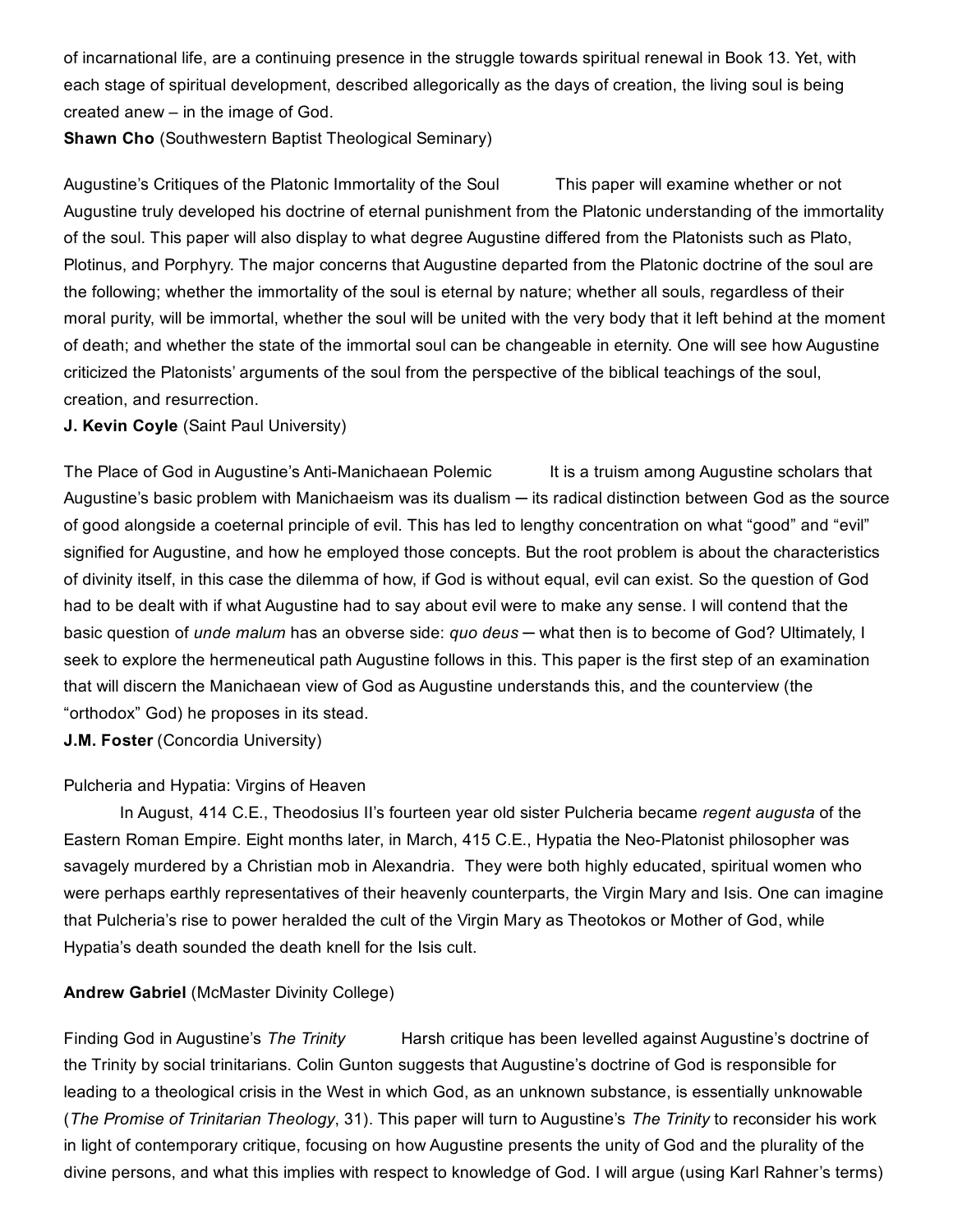of incarnational life, are a continuing presence in the struggle towards spiritual renewal in Book 13. Yet, with each stage of spiritual development, described allegorically as the days of creation, the living soul is being created anew – in the image of God.

**Shawn Cho** (Southwestern Baptist Theological Seminary)

Augustine's Critiques of the Platonic Immortality of the Soul This paper will examine whether or not Augustine truly developed his doctrine of eternal punishment from the Platonic understanding of the immortality of the soul. This paper will also display to what degree Augustine differed from the Platonists such as Plato, Plotinus, and Porphyry. The major concerns that Augustine departed from the Platonic doctrine of the soul are the following; whether the immortality of the soul is eternal by nature; whether all souls, regardless of their moral purity, will be immortal, whether the soul will be united with the very body that it left behind at the moment of death; and whether the state of the immortal soul can be changeable in eternity. One will see how Augustine criticized the Platonists' arguments of the soul from the perspective of the biblical teachings of the soul, creation, and resurrection.

**J. Kevin Coyle** (Saint Paul University)

The Place of God in Augustine's Anti-Manichaean Polemic It is a truism among Augustine scholars that Augustine's basic problem with Manichaeism was its dualism ─ its radical distinction between God as the source of good alongside a coeternal principle of evil. This has led to lengthy concentration on what "good" and "evil" signified for Augustine, and how he employed those concepts. But the root problem is about the characteristics of divinity itself, in this case the dilemma of how, if God is without equal, evil can exist. So the question of God had to be dealt with if what Augustine had to say about evil were to make any sense. I will contend that the basic question of *unde malum* has an obverse side: *quo deus* ─ what then is to become of God? Ultimately, I seek to explore the hermeneutical path Augustine follows in this. This paper is the first step of an examination that will discern the Manichaean view of God as Augustine understands this, and the counterview (the "orthodox" God) he proposes in its stead.

**J.M. Foster** (Concordia University)

Pulcheria and Hypatia: Virgins of Heaven

In August, 414 C.E., Theodosius II's fourteen year old sister Pulcheria became *regent augusta* of the Eastern Roman Empire. Eight months later, in March, 415 C.E., Hypatia the Neo-Platonist philosopher was savagely murdered by a Christian mob in Alexandria. They were both highly educated, spiritual women who were perhaps earthly representatives of their heavenly counterparts, the Virgin Mary and Isis. One can imagine that Pulcheria's rise to power heralded the cult of the Virgin Mary as Theotokos or Mother of God, while Hypatia's death sounded the death knell for the Isis cult.

**Andrew Gabriel** (McMaster Divinity College)

Finding God in Augustine's *The Trinity* Harsh critique has been levelled against Augustine's doctrine of the Trinity by social trinitarians. Colin Gunton suggests that Augustine's doctrine of God is responsible for leading to a theological crisis in the West in which God, as an unknown substance, is essentially unknowable (*The Promise of Trinitarian Theology*, 31). This paper will turn to Augustine's *The Trinity* to reconsider his work in light of contemporary critique, focusing on how Augustine presents the unity of God and the plurality of the divine persons, and what this implies with respect to knowledge of God. I will argue (using Karl Rahner's terms)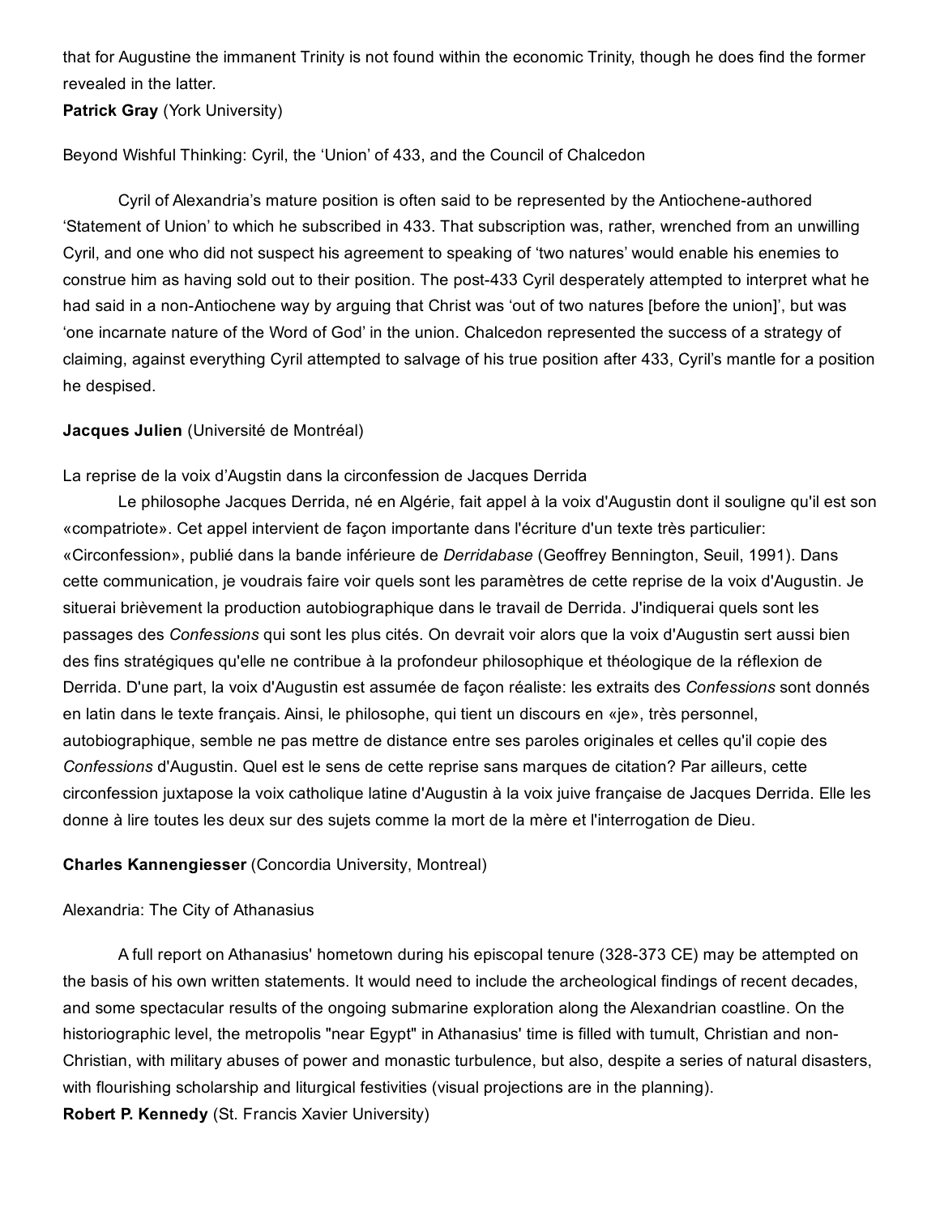that for Augustine the immanent Trinity is not found within the economic Trinity, though he does find the former revealed in the latter.

**Patrick Gray** (York University)

Beyond Wishful Thinking: Cyril, the 'Union' of 433, and the Council of Chalcedon

Cyril of Alexandria's mature position is often said to be represented by the Antiochene-authored 'Statement of Union' to which he subscribed in 433. That subscription was, rather, wrenched from an unwilling Cyril, and one who did not suspect his agreement to speaking of 'two natures' would enable his enemies to construe him as having sold out to their position. The post-433 Cyril desperately attempted to interpret what he had said in a non-Antiochene way by arguing that Christ was 'out of two natures [before the union]', but was 'one incarnate nature of the Word of God' in the union. Chalcedon represented the success of a strategy of claiming, against everything Cyril attempted to salvage of his true position after 433, Cyril's mantle for a position he despised.

**Jacques Julien** (Université de Montréal)

La reprise de la voix d'Augstin dans la circonfession de Jacques Derrida

Le philosophe Jacques Derrida, né en Algérie, fait appel à la voix d'Augustin dont il souligne qu'il est son «compatriote». Cet appel intervient de façon importante dans l'écriture d'un texte très particulier: «Circonfession», publié dans la bande inférieure de *Derridabase* (Geoffrey Bennington, Seuil, 1991). Dans cette communication, je voudrais faire voir quels sont les paramètres de cette reprise de la voix d'Augustin. Je situerai brièvement la production autobiographique dans le travail de Derrida. J'indiquerai quels sont les passages des *Confessions* qui sont les plus cités. On devrait voir alors que la voix d'Augustin sert aussi bien des fins stratégiques qu'elle ne contribue à la profondeur philosophique et théologique de la réflexion de Derrida. D'une part, la voix d'Augustin est assumée de façon réaliste: les extraits des *Confessions* sont donnés en latin dans le texte français. Ainsi, le philosophe, qui tient un discours en «je», très personnel, autobiographique, semble ne pas mettre de distance entre ses paroles originales et celles qu'il copie des *Confessions* d'Augustin. Quel est le sens de cette reprise sans marques de citation? Par ailleurs, cette circonfession juxtapose la voix catholique latine d'Augustin à la voix juive française de Jacques Derrida. Elle les donne à lire toutes les deux sur des sujets comme la mort de la mère et l'interrogation de Dieu.

**Charles Kannengiesser** (Concordia University, Montreal)

Alexandria: The City of Athanasius

A full report on Athanasius' hometown during his episcopal tenure (328-373 CE) may be attempted on the basis of his own written statements. It would need to include the archeological findings of recent decades, and some spectacular results of the ongoing submarine exploration along the Alexandrian coastline. On the historiographic level, the metropolis "near Egypt" in Athanasius' time is filled with tumult, Christian and non-Christian, with military abuses of power and monastic turbulence, but also, despite a series of natural disasters, with flourishing scholarship and liturgical festivities (visual projections are in the planning).

**Robert P. Kennedy** (St. Francis Xavier University)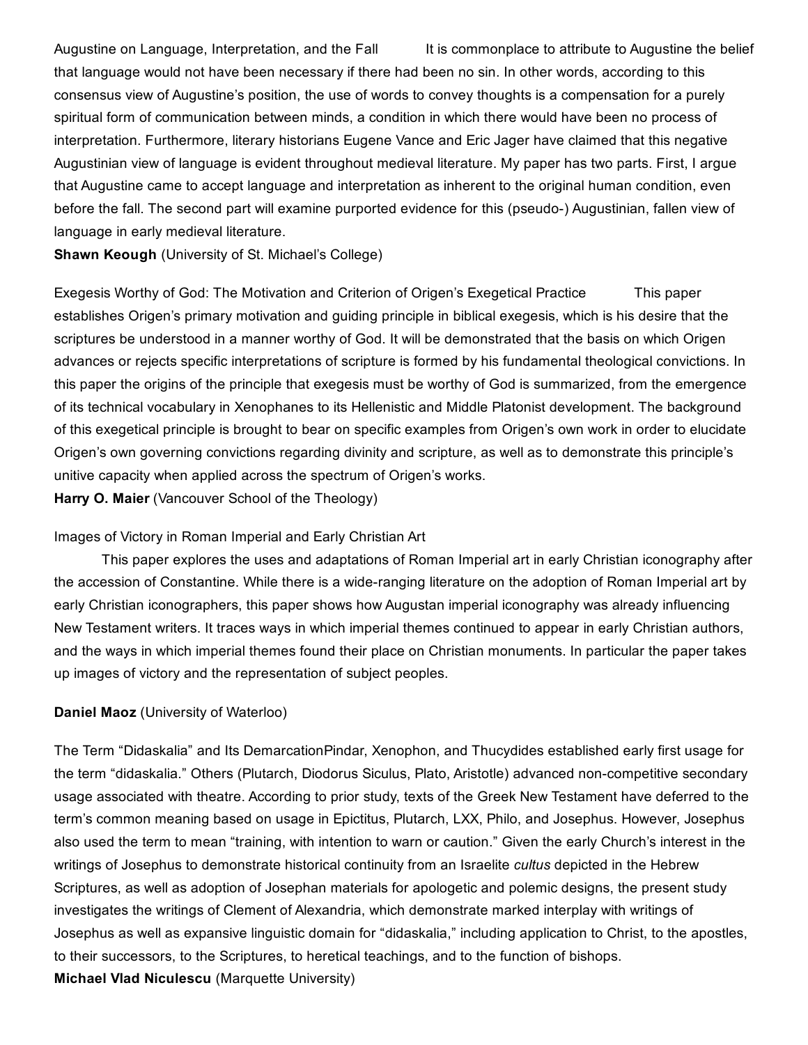Augustine on Language, Interpretation, and the Fall It is commonplace to attribute to Augustine the belief that language would not have been necessary if there had been no sin. In other words, according to this consensus view of Augustine's position, the use of words to convey thoughts is a compensation for a purely spiritual form of communication between minds, a condition in which there would have been no process of interpretation. Furthermore, literary historians Eugene Vance and Eric Jager have claimed that this negative Augustinian view of language is evident throughout medieval literature. My paper has two parts. First, I argue that Augustine came to accept language and interpretation as inherent to the original human condition, even before the fall. The second part will examine purported evidence for this (pseudo-) Augustinian, fallen view of language in early medieval literature.

**Shawn Keough** (University of St. Michael's College)

Exegesis Worthy of God: The Motivation and Criterion of Origen's Exegetical Practice This paper establishes Origen's primary motivation and guiding principle in biblical exegesis, which is his desire that the scriptures be understood in a manner worthy of God. It will be demonstrated that the basis on which Origen advances or rejects specific interpretations of scripture is formed by his fundamental theological convictions. In this paper the origins of the principle that exegesis must be worthy of God is summarized, from the emergence of its technical vocabulary in Xenophanes to its Hellenistic and Middle Platonist development. The background of this exegetical principle is brought to bear on specific examples from Origen's own work in order to elucidate Origen's own governing convictions regarding divinity and scripture, as well as to demonstrate this principle's unitive capacity when applied across the spectrum of Origen's works.

**Harry O. Maier** (Vancouver School of the Theology)

Images of Victory in Roman Imperial and Early Christian Art

This paper explores the uses and adaptations of Roman Imperial art in early Christian iconography after the accession of Constantine. While there is a wide-ranging literature on the adoption of Roman Imperial art by early Christian iconographers, this paper shows how Augustan imperial iconography was already influencing New Testament writers. It traces ways in which imperial themes continued to appear in early Christian authors, and the ways in which imperial themes found their place on Christian monuments. In particular the paper takes up images of victory and the representation of subject peoples.

**Daniel Maoz** (University of Waterloo)

The Term "Didaskalia" and Its DemarcationPindar, Xenophon, and Thucydides established early first usage for the term "didaskalia." Others (Plutarch, Diodorus Siculus, Plato, Aristotle) advanced non-competitive secondary usage associated with theatre. According to prior study, texts of the Greek New Testament have deferred to the term's common meaning based on usage in Epictitus, Plutarch, LXX, Philo, and Josephus. However, Josephus also used the term to mean "training, with intention to warn or caution." Given the early Church's interest in the writings of Josephus to demonstrate historical continuity from an Israelite *cultus* depicted in the Hebrew Scriptures, as well as adoption of Josephan materials for apologetic and polemic designs, the present study investigates the writings of Clement of Alexandria, which demonstrate marked interplay with writings of Josephus as well as expansive linguistic domain for "didaskalia," including application to Christ, to the apostles, to their successors, to the Scriptures, to heretical teachings, and to the function of bishops.

**Michael Vlad Niculescu** (Marquette University)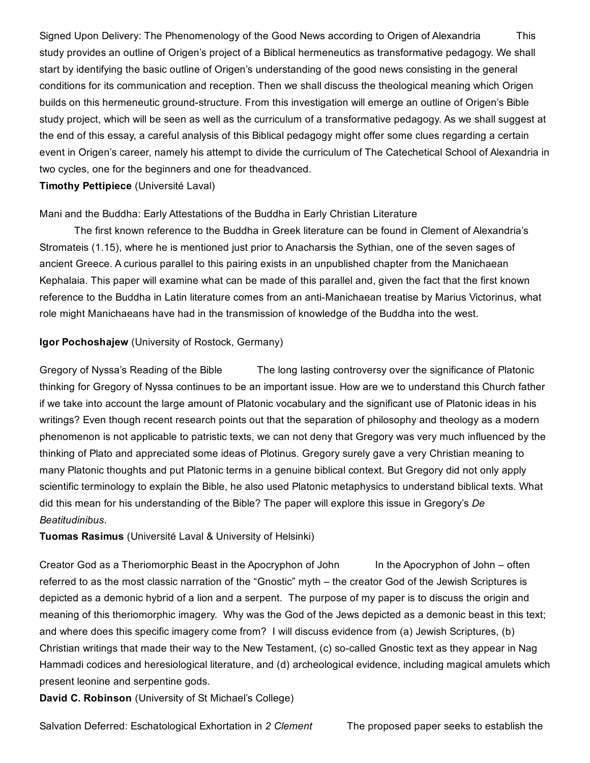Signed Upon Delivery: The Phenomenology of the Good News according to Origen of Alexandria This study provides an outline of Origen's project of a Biblical hermeneutics as transformative pedagogy. We shall start by identifying the basic outline of Origen's understanding of the good news consisting in the general conditions for its communication and reception. Then we shall discuss the theological meaning which Origen builds on this hermeneutic ground-structure. From this investigation will emerge an outline of Origen's Bible study project, which will be seen as well as the curriculum of a transformative pedagogy. As we shall suggest at the end of this essay, a careful analysis of this Biblical pedagogy might offer some clues regarding a certain event in Origen's career, namely his attempt to divide the curriculum of The Catechetical School of Alexandria in two cycles, one for the beginners and one for theadvanced.

**Timothy Pettipiece** (Université Laval)

Mani and the Buddha: Early Attestations of the Buddha in Early Christian Literature

The first known reference to the Buddha in Greek literature can be found in Clement of Alexandria's Stromateis (1.15), where he is mentioned just prior to Anacharsis the Sythian, one of the seven sages of ancient Greece. A curious parallel to this pairing exists in an unpublished chapter from the Manichaean Kephalaia. This paper will examine what can be made of this parallel and, given the fact that the first known reference to the Buddha in Latin literature comes from an anti-Manichaean treatise by Marius Victorinus, what role might Manichaeans have had in the transmission of knowledge of the Buddha into the west.

**Igor Pochoshajew** (University of Rostock, Germany)

Gregory of Nyssa's Reading of the Bible The long lasting controversy over the significance of Platonic thinking for Gregory of Nyssa continues to be an important issue. How are we to understand this Church father if we take into account the large amount of Platonic vocabulary and the significant use of Platonic ideas in his writings? Even though recent research points out that the separation of philosophy and theology as a modern phenomenon is not applicable to patristic texts, we can not deny that Gregory was very much influenced by the thinking of Plato and appreciated some ideas of Plotinus. Gregory surely gave a very Christian meaning to many Platonic thoughts and put Platonic terms in a genuine biblical context. But Gregory did not only apply scientific terminology to explain the Bible, he also used Platonic metaphysics to understand biblical texts. What did this mean for his understanding of the Bible? The paper will explore this issue in Gregory's *De Beatitudinibus*.

**Tuomas Rasimus** (Université Laval & University of Helsinki)

Creator God as a Theriomorphic Beast in the Apocryphon of John In the Apocryphon of John – often referred to as the most classic narration of the "Gnostic" myth – the creator God of the Jewish Scriptures is depicted as a demonic hybrid of a lion and a serpent. The purpose of my paper is to discuss the origin and meaning of this theriomorphic imagery. Why was the God of the Jews depicted as a demonic beast in this text; and where does this specific imagery come from? I will discuss evidence from (a) Jewish Scriptures, (b) Christian writings that made their way to the New Testament, (c) so-called Gnostic text as they appear in Nag Hammadi codices and heresiological literature, and (d) archeological evidence, including magical amulets which present leonine and serpentine gods.

**David C. Robinson** (University of St Michael's College)

Salvation Deferred: Eschatological Exhortation in *2 Clement* The proposed paper seeks to establish the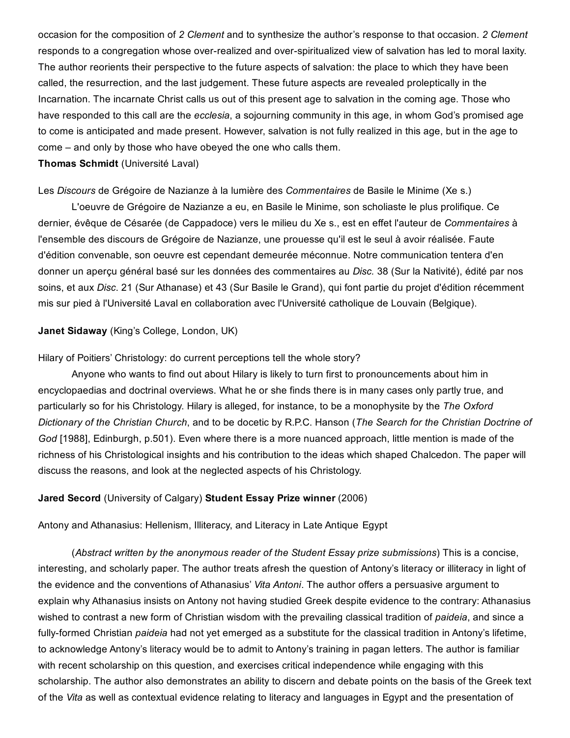occasion for the composition of *2 Clement* and to synthesize the author's response to that occasion. *2 Clement* responds to a congregation whose over-realized and over-spiritualized view of salvation has led to moral laxity. The author reorients their perspective to the future aspects of salvation: the place to which they have been called, the resurrection, and the last judgement. These future aspects are revealed proleptically in the Incarnation. The incarnate Christ calls us out of this present age to salvation in the coming age. Those who have responded to this call are the *ecclesia*, a sojourning community in this age, in whom God's promised age to come is anticipated and made present. However, salvation is not fully realized in this age, but in the age to come – and only by those who have obeyed the one who calls them.

**Thomas Schmidt** (Université Laval)

Les *Discours* de Grégoire de Nazianze à la lumière des *Commentaires* de Basile le Minime (Xe s.)

L'oeuvre de Grégoire de Nazianze a eu, en Basile le Minime, son scholiaste le plus prolifique. Ce dernier, évêque de Césarée (de Cappadoce) vers le milieu du Xe s., est en effet l'auteur de *Commentaires* à l'ensemble des discours de Grégoire de Nazianze, une prouesse qu'il est le seul à avoir réalisée. Faute d'édition convenable, son oeuvre est cependant demeurée méconnue. Notre communication tentera d'en donner un aperçu général basé sur les données des commentaires au *Disc.* 38 (Sur la Nativité), édité par nos soins, et aux *Disc*. 21 (Sur Athanase) et 43 (Sur Basile le Grand), qui font partie du projet d'édition récemment mis sur pied à l'Université Laval en collaboration avec l'Université catholique de Louvain (Belgique).

**Janet Sidaway** (King's College, London, UK)

Hilary of Poitiers' Christology: do current perceptions tell the whole story?

Anyone who wants to find out about Hilary is likely to turn first to pronouncements about him in encyclopaedias and doctrinal overviews. What he or she finds there is in many cases only partly true, and particularly so for his Christology. Hilary is alleged, for instance, to be a monophysite by the *The Oxford Dictionary of the Christian Church*, and to be docetic by R.P.C. Hanson (*The Search for the Christian Doctrine of God* [1988], Edinburgh, p.501). Even where there is a more nuanced approach, little mention is made of the richness of his Christological insights and his contribution to the ideas which shaped Chalcedon. The paper will discuss the reasons, and look at the neglected aspects of his Christology.

**Jared Secord** (University of Calgary) **Student Essay Prize winner** (2006)

Antony and Athanasius: Hellenism, Illiteracy, and Literacy in Late Antique Egypt

(*Abstract written by the anonymous reader of the Student Essay prize submissions*) This is a concise, interesting, and scholarly paper. The author treats afresh the question of Antony's literacy or illiteracy in light of the evidence and the conventions of Athanasius' *Vita Antoni*. The author offers a persuasive argument to explain why Athanasius insists on Antony not having studied Greek despite evidence to the contrary: Athanasius wished to contrast a new form of Christian wisdom with the prevailing classical tradition of *paideia*, and since a fully-formed Christian *paideia* had not yet emerged as a substitute for the classical tradition in Antony's lifetime, to acknowledge Antony's literacy would be to admit to Antony's training in pagan letters. The author is familiar with recent scholarship on this question, and exercises critical independence while engaging with this scholarship. The author also demonstrates an ability to discern and debate points on the basis of the Greek text of the *Vita* as well as contextual evidence relating to literacy and languages in Egypt and the presentation of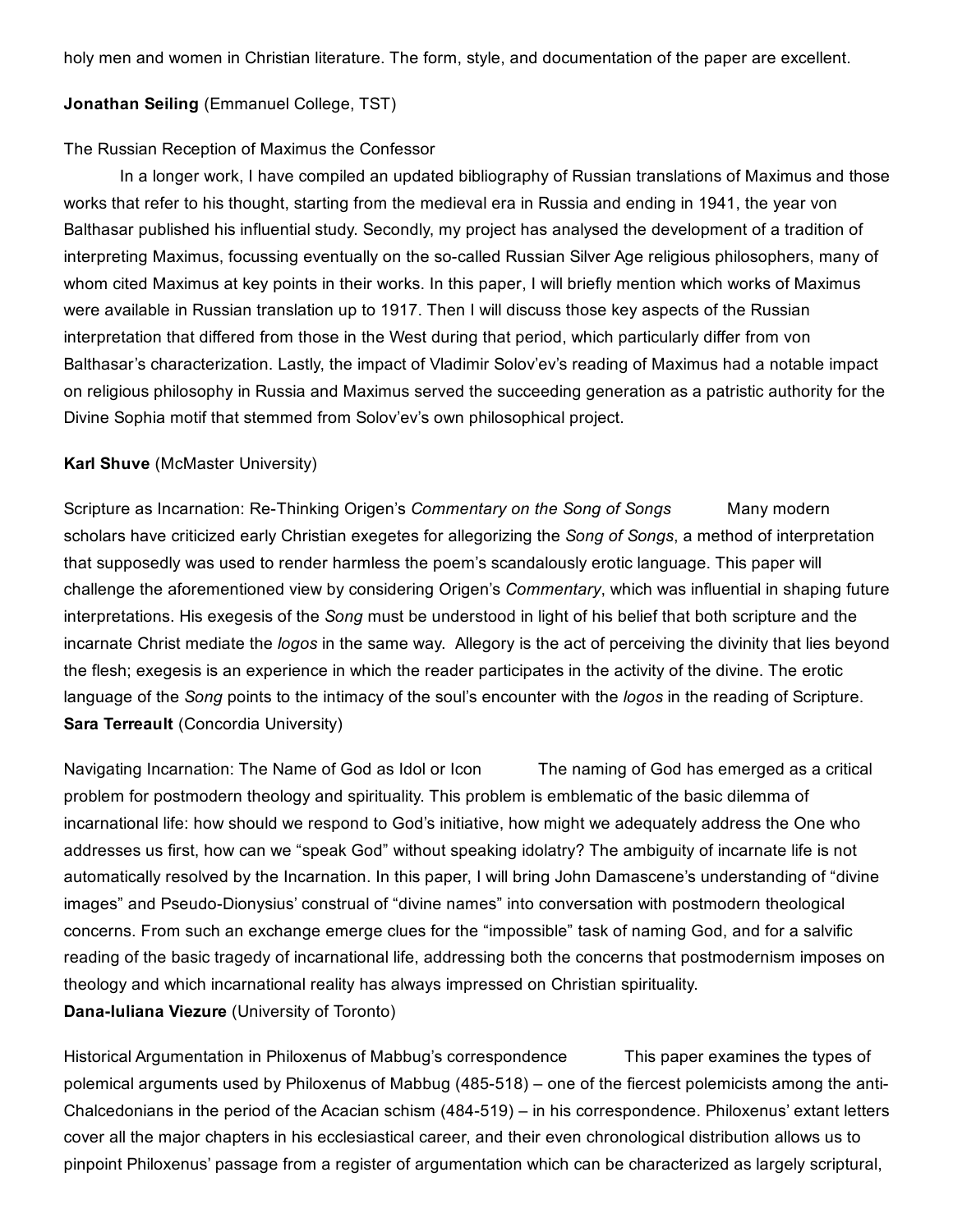holy men and women in Christian literature. The form, style, and documentation of the paper are excellent.

**Jonathan Seiling** (Emmanuel College, TST)

The Russian Reception of Maximus the Confessor

In a longer work, I have compiled an updated bibliography of Russian translations of Maximus and those works that refer to his thought, starting from the medieval era in Russia and ending in 1941, the year von Balthasar published his influential study. Secondly, my project has analysed the development of a tradition of interpreting Maximus, focussing eventually on the so-called Russian Silver Age religious philosophers, many of whom cited Maximus at key points in their works. In this paper, I will briefly mention which works of Maximus were available in Russian translation up to 1917. Then I will discuss those key aspects of the Russian interpretation that differed from those in the West during that period, which particularly differ from von Balthasar's characterization. Lastly, the impact of Vladimir Solov'ev's reading of Maximus had a notable impact on religious philosophy in Russia and Maximus served the succeeding generation as a patristic authority for the Divine Sophia motif that stemmed from Solov'ev's own philosophical project.

**Karl Shuve** (McMaster University)

Scripture as Incarnation: Re-Thinking Origen's *Commentary on the Song of Songs* Many modern scholars have criticized early Christian exegetes for allegorizing the *Song of Songs*, a method of interpretation that supposedly was used to render harmless the poem's scandalously erotic language. This paper will challenge the aforementioned view by considering Origen's *Commentary*, which was influential in shaping future interpretations. His exegesis of the *Song* must be understood in light of his belief that both scripture and the incarnate Christ mediate the *logos* in the same way. Allegory is the act of perceiving the divinity that lies beyond the flesh; exegesis is an experience in which the reader participates in the activity of the divine. The erotic language of the *Song* points to the intimacy of the soul's encounter with the *logos* in the reading of Scripture.

**Sara Terreault** (Concordia University)

Navigating Incarnation: The Name of God as Idol or Icon The naming of God has emerged as a critical problem for postmodern theology and spirituality. This problem is emblematic of the basic dilemma of incarnational life: how should we respond to God's initiative, how might we adequately address the One who addresses us first, how can we "speak God" without speaking idolatry? The ambiguity of incarnate life is not automatically resolved by the Incarnation. In this paper, I will bring John Damascene's understanding of "divine images" and Pseudo-Dionysius' construal of "divine names" into conversation with postmodern theological concerns. From such an exchange emerge clues for the "impossible" task of naming God, and for a salvific reading of the basic tragedy of incarnational life, addressing both the concerns that postmodernism imposes on theology and which incarnational reality has always impressed on Christian spirituality.

**Dana-Iuliana Viezure** (University of Toronto)

Historical Argumentation in Philoxenus of Mabbug's correspondence This paper examines the types of polemical arguments used by Philoxenus of Mabbug (485-518) – one of the fiercest polemicists among the anti-Chalcedonians in the period of the Acacian schism (484-519) – in his correspondence. Philoxenus' extant letters cover all the major chapters in his ecclesiastical career, and their even chronological distribution allows us to pinpoint Philoxenus' passage from a register of argumentation which can be characterized as largely scriptural,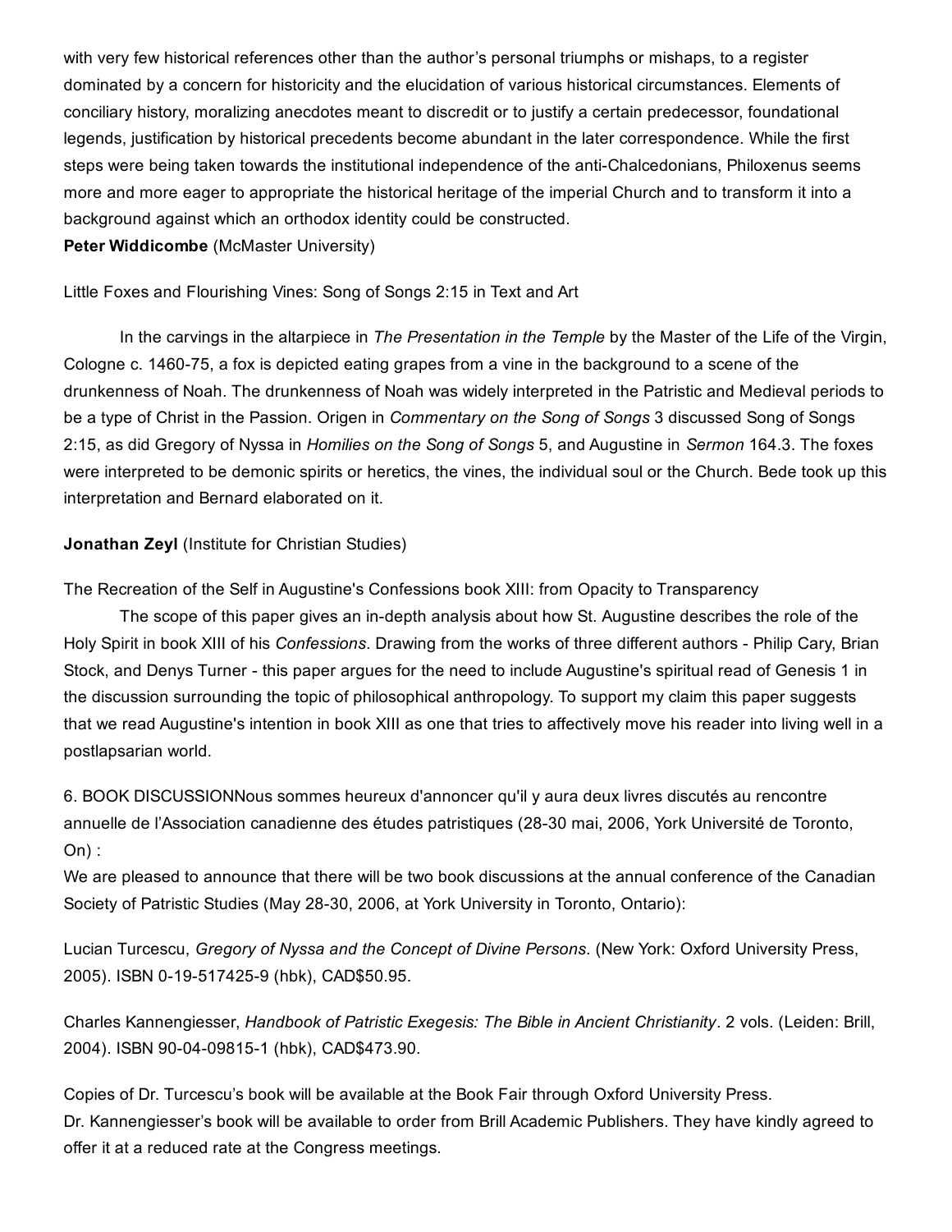with very few historical references other than the author's personal triumphs or mishaps, to a register dominated by a concern for historicity and the elucidation of various historical circumstances. Elements of conciliary history, moralizing anecdotes meant to discredit or to justify a certain predecessor, foundational legends, justification by historical precedents become abundant in the later correspondence. While the first steps were being taken towards the institutional independence of the anti-Chalcedonians, Philoxenus seems more and more eager to appropriate the historical heritage of the imperial Church and to transform it into a background against which an orthodox identity could be constructed.

**Peter Widdicombe** (McMaster University)

Little Foxes and Flourishing Vines: Song of Songs 2:15 in Text and Art

In the carvings in the altarpiece in *The Presentation in the Temple* by the Master of the Life of the Virgin, Cologne c. 1460-75, a fox is depicted eating grapes from a vine in the background to a scene of the drunkenness of Noah. The drunkenness of Noah was widely interpreted in the Patristic and Medieval periods to be a type of Christ in the Passion. Origen in *Commentary on the Song of Songs* 3 discussed Song of Songs 2:15, as did Gregory of Nyssa in *Homilies on the Song of Songs* 5, and Augustine in *Sermon* 164.3. The foxes were interpreted to be demonic spirits or heretics, the vines, the individual soul or the Church. Bede took up this interpretation and Bernard elaborated on it.

**Jonathan Zeyl** (Institute for Christian Studies)

The Recreation of the Self in Augustine's Confessions book XIII: from Opacity to Transparency

The scope of this paper gives an in-depth analysis about how St. Augustine describes the role of the Holy Spirit in book XIII of his *Confessions*. Drawing from the works of three different authors - Philip Cary, Brian Stock, and Denys Turner - this paper argues for the need to include Augustine's spiritual read of Genesis 1 in the discussion surrounding the topic of philosophical anthropology. To support my claim this paper suggests that we read Augustine's intention in book XIII as one that tries to affectively move his reader into living well in a postlapsarian world.

6. BOOK DISCUSSIONNous sommes heureux d'annoncer qu'il y aura deux livres discutés au rencontre annuelle de l'Association canadienne des études patristiques (28-30 mai, 2006, York Université de Toronto, On) :

We are pleased to announce that there will be two book discussions at the annual conference of the Canadian Society of Patristic Studies (May 28-30, 2006, at York University in Toronto, Ontario):

Lucian Turcescu, *Gregory of Nyssa and the Concept of Divine Persons*. (New York: Oxford University Press, 2005). ISBN 0-19-517425-9 (hbk), CAD$50.95.

Charles Kannengiesser, *Handbook of Patristic Exegesis: The Bible in Ancient Christianity*. 2 vols. (Leiden: Brill, 2004). ISBN 90-04-09815-1 (hbk), CAD$473.90.

Copies of Dr. Turcescu's book will be available at the Book Fair through Oxford University Press.
Dr. Kannengiesser's book will be available to order from Brill Academic Publishers. They have kindly agreed to offer it at a reduced rate at the Congress meetings.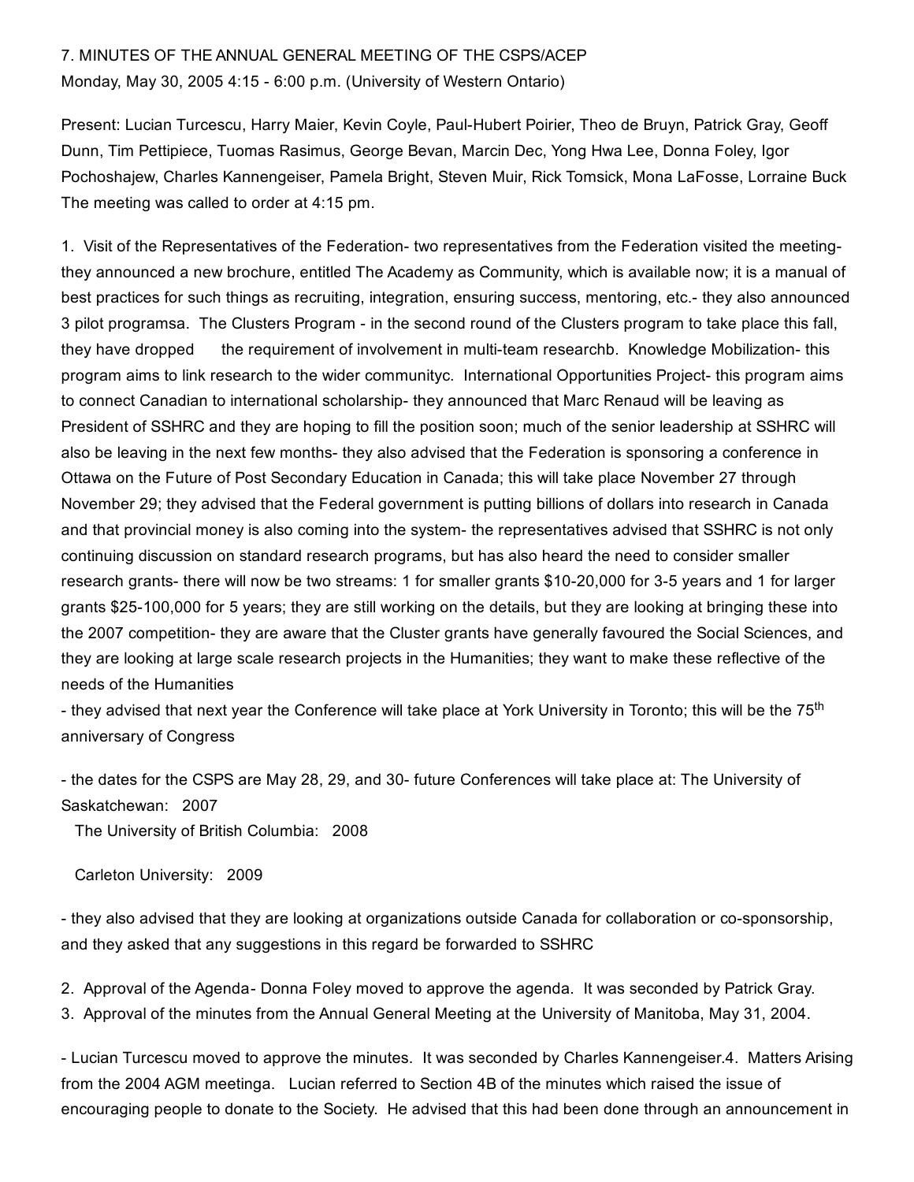7. MINUTES OF THE ANNUAL GENERAL MEETING OF THE CSPS/ACEP

Monday, May 30, 2005 4:15 - 6:00 p.m. (University of Western Ontario)

Present: Lucian Turcescu, Harry Maier, Kevin Coyle, Paul-Hubert Poirier, Theo de Bruyn, Patrick Gray, Geoff Dunn, Tim Pettipiece, Tuomas Rasimus, George Bevan, Marcin Dec, Yong Hwa Lee, Donna Foley, Igor Pochoshajew, Charles Kannengeiser, Pamela Bright, Steven Muir, Rick Tomsick, Mona LaFosse, Lorraine Buck

The meeting was called to order at 4:15 pm.

1. Visit of the Representatives of the Federation- two representatives from the Federation visited the meeting- they announced a new brochure, entitled The Academy as Community, which is available now; it is a manual of best practices for such things as recruiting, integration, ensuring success, mentoring, etc.- they also announced 3 pilot programsa. The Clusters Program - in the second round of the Clusters program to take place this fall, they have dropped the requirement of involvement in multi-team researchb. Knowledge Mobilization- this program aims to link research to the wider communityc. International Opportunities Project- this program aims to connect Canadian to international scholarship- they announced that Marc Renaud will be leaving as President of SSHRC and they are hoping to fill the position soon; much of the senior leadership at SSHRC will also be leaving in the next few months- they also advised that the Federation is sponsoring a conference in Ottawa on the Future of Post Secondary Education in Canada; this will take place November 27 through November 29; they advised that the Federal government is putting billions of dollars into research in Canada and that provincial money is also coming into the system- the representatives advised that SSHRC is not only continuing discussion on standard research programs, but has also heard the need to consider smaller research grants- there will now be two streams: 1 for smaller grants $10-20,000 for 3-5 years and 1 for larger grants $25-100,000 for 5 years; they are still working on the details, but they are looking at bringing these into the 2007 competition- they are aware that the Cluster grants have generally favoured the Social Sciences, and they are looking at large scale research projects in the Humanities; they want to make these reflective of the needs of the Humanities

- they advised that next year the Conference will take place at York University in Toronto; this will be the 75th anniversary of Congress

- the dates for the CSPS are May 28, 29, and 30- future Conferences will take place at: The University of Saskatchewan: 2007

The University of British Columbia: 2008

Carleton University: 2009

- they also advised that they are looking at organizations outside Canada for collaboration or co-sponsorship, and they asked that any suggestions in this regard be forwarded to SSHRC

2. Approval of the Agenda- Donna Foley moved to approve the agenda. It was seconded by Patrick Gray.

3. Approval of the minutes from the Annual General Meeting at the University of Manitoba, May 31, 2004.

- Lucian Turcescu moved to approve the minutes. It was seconded by Charles Kannengeiser.4. Matters Arising from the 2004 AGM meetinga. Lucian referred to Section 4B of the minutes which raised the issue of encouraging people to donate to the Society. He advised that this had been done through an announcement in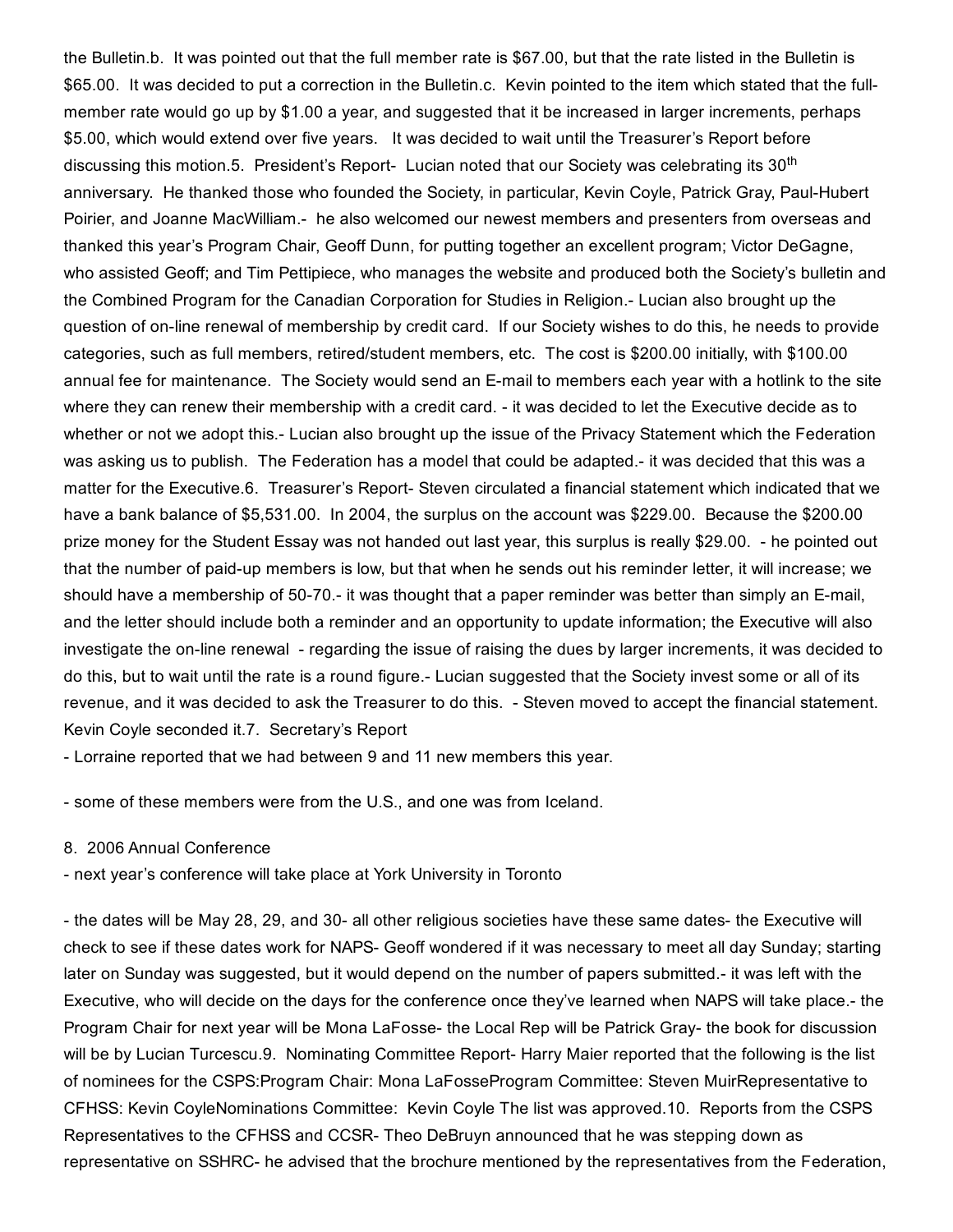the Bulletin.b.  It was pointed out that the full member rate is $67.00, but that the rate listed in the Bulletin is $65.00.  It was decided to put a correction in the Bulletin.c.  Kevin pointed to the item which stated that the full-member rate would go up by $1.00 a year, and suggested that it be increased in larger increments, perhaps $5.00, which would extend over five years.   It was decided to wait until the Treasurer's Report before discussing this motion.5.  President's Report-  Lucian noted that our Society was celebrating its 30th anniversary.  He thanked those who founded the Society, in particular, Kevin Coyle, Patrick Gray, Paul-Hubert Poirier, and Joanne MacWilliam.-  he also welcomed our newest members and presenters from overseas and thanked this year's Program Chair, Geoff Dunn, for putting together an excellent program; Victor DeGagne, who assisted Geoff; and Tim Pettipiece, who manages the website and produced both the Society's bulletin and the Combined Program for the Canadian Corporation for Studies in Religion.- Lucian also brought up the question of on-line renewal of membership by credit card.  If our Society wishes to do this, he needs to provide categories, such as full members, retired/student members, etc.  The cost is $200.00 initially, with $100.00 annual fee for maintenance.  The Society would send an E-mail to members each year with a hotlink to the site where they can renew their membership with a credit card. - it was decided to let the Executive decide as to whether or not we adopt this.- Lucian also brought up the issue of the Privacy Statement which the Federation was asking us to publish.  The Federation has a model that could be adapted.- it was decided that this was a matter for the Executive.6.  Treasurer's Report- Steven circulated a financial statement which indicated that we have a bank balance of $5,531.00.  In 2004, the surplus on the account was $229.00.  Because the $200.00 prize money for the Student Essay was not handed out last year, this surplus is really $29.00.  - he pointed out that the number of paid-up members is low, but that when he sends out his reminder letter, it will increase; we should have a membership of 50-70.- it was thought that a paper reminder was better than simply an E-mail, and the letter should include both a reminder and an opportunity to update information; the Executive will also investigate the on-line renewal  - regarding the issue of raising the dues by larger increments, it was decided to do this, but to wait until the rate is a round figure.- Lucian suggested that the Society invest some or all of its revenue, and it was decided to ask the Treasurer to do this.  - Steven moved to accept the financial statement. Kevin Coyle seconded it.7.  Secretary's Report

- Lorraine reported that we had between 9 and 11 new members this year.

- some of these members were from the U.S., and one was from Iceland.

8.  2006 Annual Conference

- next year's conference will take place at York University in Toronto

- the dates will be May 28, 29, and 30- all other religious societies have these same dates- the Executive will check to see if these dates work for NAPS- Geoff wondered if it was necessary to meet all day Sunday; starting later on Sunday was suggested, but it would depend on the number of papers submitted.- it was left with the Executive, who will decide on the days for the conference once they've learned when NAPS will take place.- the Program Chair for next year will be Mona LaFosse- the Local Rep will be Patrick Gray- the book for discussion will be by Lucian Turcescu.9.  Nominating Committee Report- Harry Maier reported that the following is the list of nominees for the CSPS:Program Chair: Mona LaFosseProgram Committee: Steven MuirRepresentative to CFHSS: Kevin CoyleNominations Committee:  Kevin Coyle The list was approved.10.  Reports from the CSPS Representatives to the CFHSS and CCSR- Theo DeBruyn announced that he was stepping down as representative on SSHRC- he advised that the brochure mentioned by the representatives from the Federation,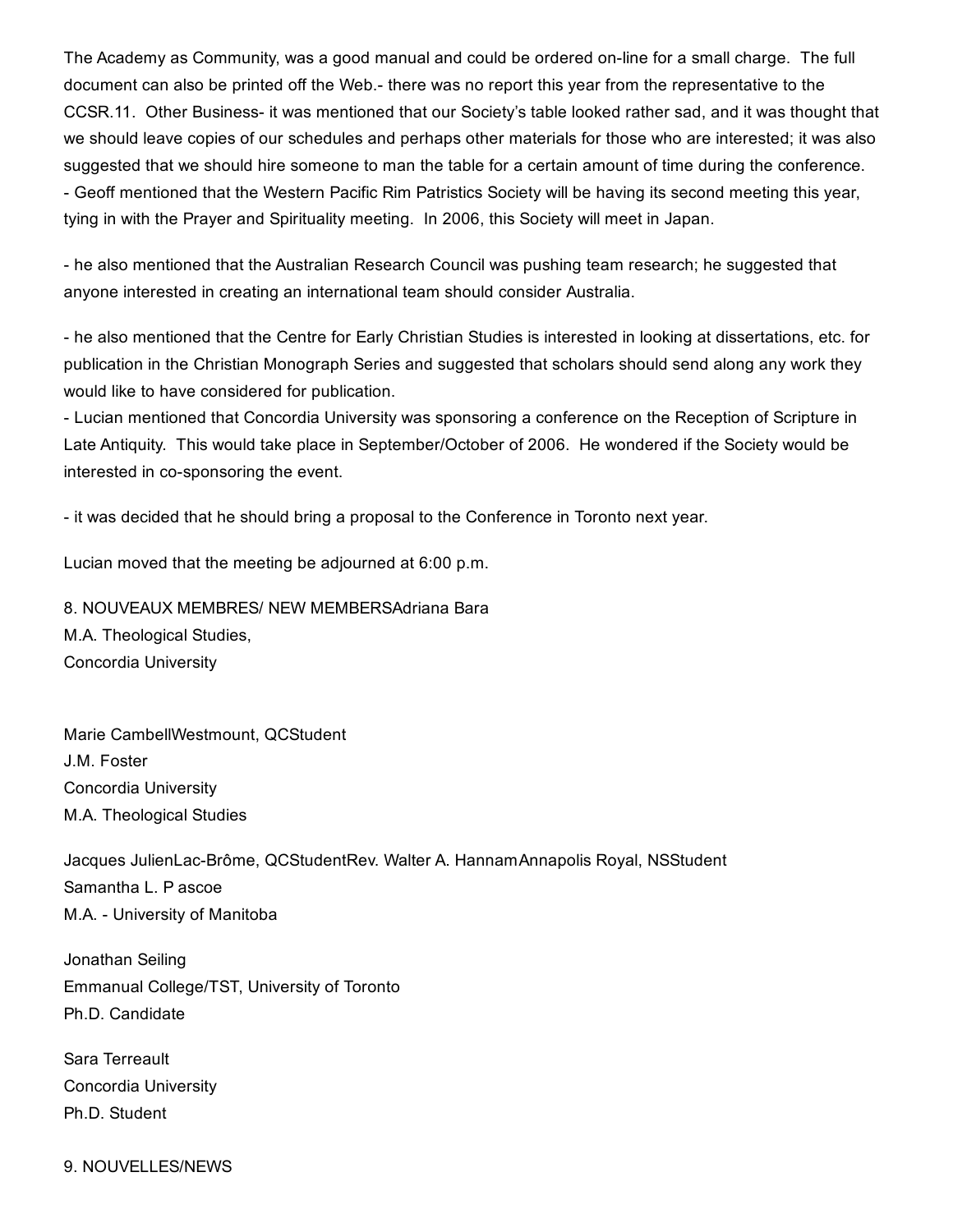The Academy as Community, was a good manual and could be ordered on-line for a small charge. The full document can also be printed off the Web.- there was no report this year from the representative to the CCSR.11. Other Business- it was mentioned that our Society's table looked rather sad, and it was thought that we should leave copies of our schedules and perhaps other materials for those who are interested; it was also suggested that we should hire someone to man the table for a certain amount of time during the conference.
- Geoff mentioned that the Western Pacific Rim Patristics Society will be having its second meeting this year, tying in with the Prayer and Spirituality meeting. In 2006, this Society will meet in Japan.

- he also mentioned that the Australian Research Council was pushing team research; he suggested that anyone interested in creating an international team should consider Australia.

- he also mentioned that the Centre for Early Christian Studies is interested in looking at dissertations, etc. for publication in the Christian Monograph Series and suggested that scholars should send along any work they would like to have considered for publication.
- Lucian mentioned that Concordia University was sponsoring a conference on the Reception of Scripture in Late Antiquity. This would take place in September/October of 2006. He wondered if the Society would be interested in co-sponsoring the event.

- it was decided that he should bring a proposal to the Conference in Toronto next year.

Lucian moved that the meeting be adjourned at 6:00 p.m.

8. NOUVEAUX MEMBRES/ NEW MEMBERSAdriana Bara
M.A. Theological Studies,
Concordia University

Marie CambellWestmount, QCStudent
J.M. Foster
Concordia University
M.A. Theological Studies

Jacques JulienLac-Brôme, QCStudentRev. Walter A. HannamAnnapolis Royal, NSStudent
Samantha L. P ascoe
M.A. - University of Manitoba

Jonathan Seiling
Emmanual College/TST, University of Toronto
Ph.D. Candidate

Sara Terreault
Concordia University
Ph.D. Student

9. NOUVELLES/NEWS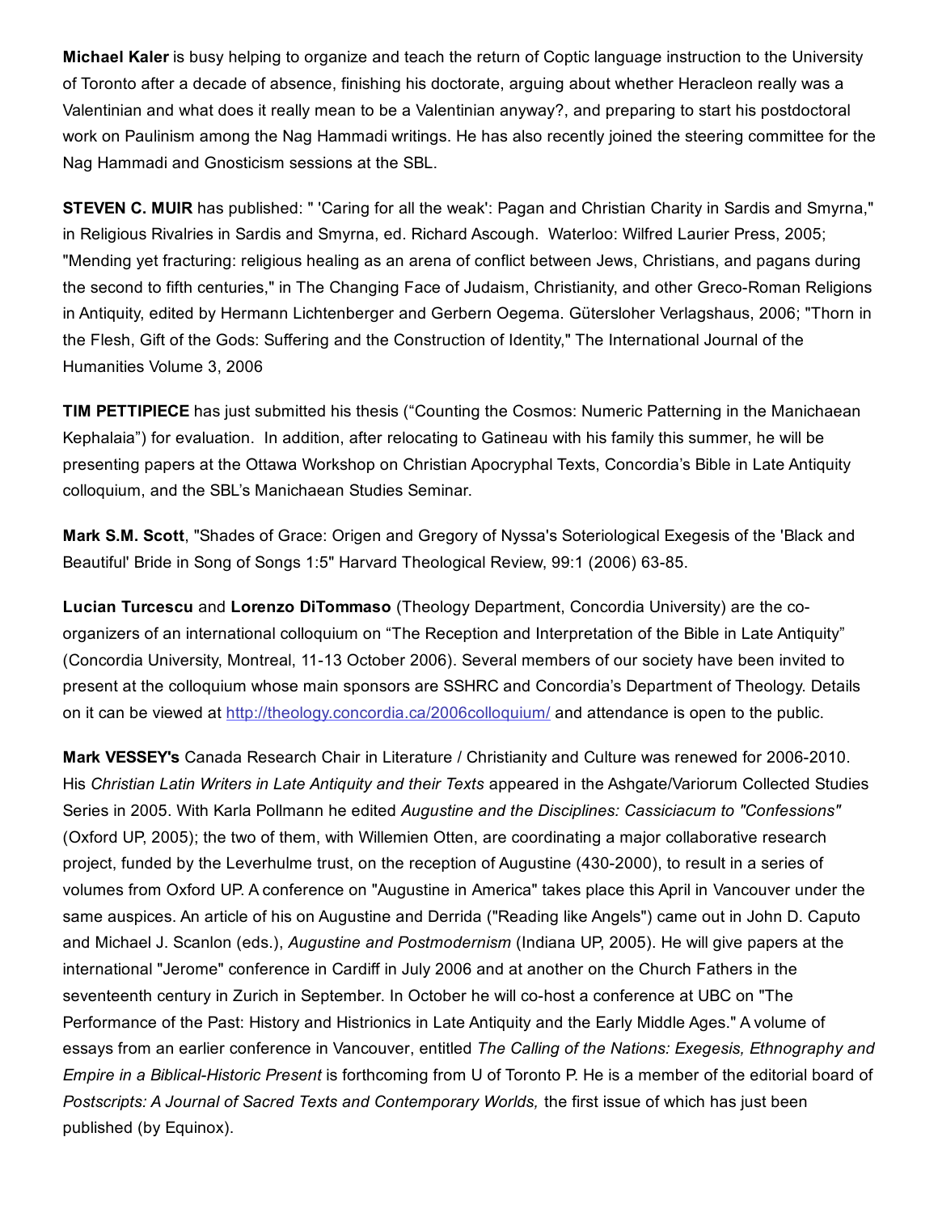**Michael Kaler** is busy helping to organize and teach the return of Coptic language instruction to the University of Toronto after a decade of absence, finishing his doctorate, arguing about whether Heracleon really was a Valentinian and what does it really mean to be a Valentinian anyway?, and preparing to start his postdoctoral work on Paulinism among the Nag Hammadi writings. He has also recently joined the steering committee for the Nag Hammadi and Gnosticism sessions at the SBL.

**STEVEN C. MUIR** has published: " 'Caring for all the weak': Pagan and Christian Charity in Sardis and Smyrna," in Religious Rivalries in Sardis and Smyrna, ed. Richard Ascough. Waterloo: Wilfred Laurier Press, 2005; "Mending yet fracturing: religious healing as an arena of conflict between Jews, Christians, and pagans during the second to fifth centuries," in The Changing Face of Judaism, Christianity, and other Greco-Roman Religions in Antiquity, edited by Hermann Lichtenberger and Gerbern Oegema. Gütersloher Verlagshaus, 2006; "Thorn in the Flesh, Gift of the Gods: Suffering and the Construction of Identity," The International Journal of the Humanities Volume 3, 2006

**TIM PETTIPIECE** has just submitted his thesis ("Counting the Cosmos: Numeric Patterning in the Manichaean Kephalaia") for evaluation. In addition, after relocating to Gatineau with his family this summer, he will be presenting papers at the Ottawa Workshop on Christian Apocryphal Texts, Concordia's Bible in Late Antiquity colloquium, and the SBL's Manichaean Studies Seminar.

**Mark S.M. Scott**, "Shades of Grace: Origen and Gregory of Nyssa's Soteriological Exegesis of the 'Black and Beautiful' Bride in Song of Songs 1:5" Harvard Theological Review, 99:1 (2006) 63-85.

**Lucian Turcescu** and **Lorenzo DiTommaso** (Theology Department, Concordia University) are the co-organizers of an international colloquium on "The Reception and Interpretation of the Bible in Late Antiquity" (Concordia University, Montreal, 11-13 October 2006). Several members of our society have been invited to present at the colloquium whose main sponsors are SSHRC and Concordia's Department of Theology. Details on it can be viewed at http://theology.concordia.ca/2006colloquium/ and attendance is open to the public.

**Mark VESSEY's** Canada Research Chair in Literature / Christianity and Culture was renewed for 2006-2010. His *Christian Latin Writers in Late Antiquity and their Texts* appeared in the Ashgate/Variorum Collected Studies Series in 2005. With Karla Pollmann he edited *Augustine and the Disciplines: Cassiciacum to "Confessions"* (Oxford UP, 2005); the two of them, with Willemien Otten, are coordinating a major collaborative research project, funded by the Leverhulme trust, on the reception of Augustine (430-2000), to result in a series of volumes from Oxford UP. A conference on "Augustine in America" takes place this April in Vancouver under the same auspices. An article of his on Augustine and Derrida ("Reading like Angels") came out in John D. Caputo and Michael J. Scanlon (eds.), *Augustine and Postmodernism* (Indiana UP, 2005). He will give papers at the international "Jerome" conference in Cardiff in July 2006 and at another on the Church Fathers in the seventeenth century in Zurich in September. In October he will co-host a conference at UBC on "The Performance of the Past: History and Histrionics in Late Antiquity and the Early Middle Ages." A volume of essays from an earlier conference in Vancouver, entitled *The Calling of the Nations: Exegesis, Ethnography and Empire in a Biblical-Historic Present* is forthcoming from U of Toronto P. He is a member of the editorial board of *Postscripts: A Journal of Sacred Texts and Contemporary Worlds,* the first issue of which has just been published (by Equinox).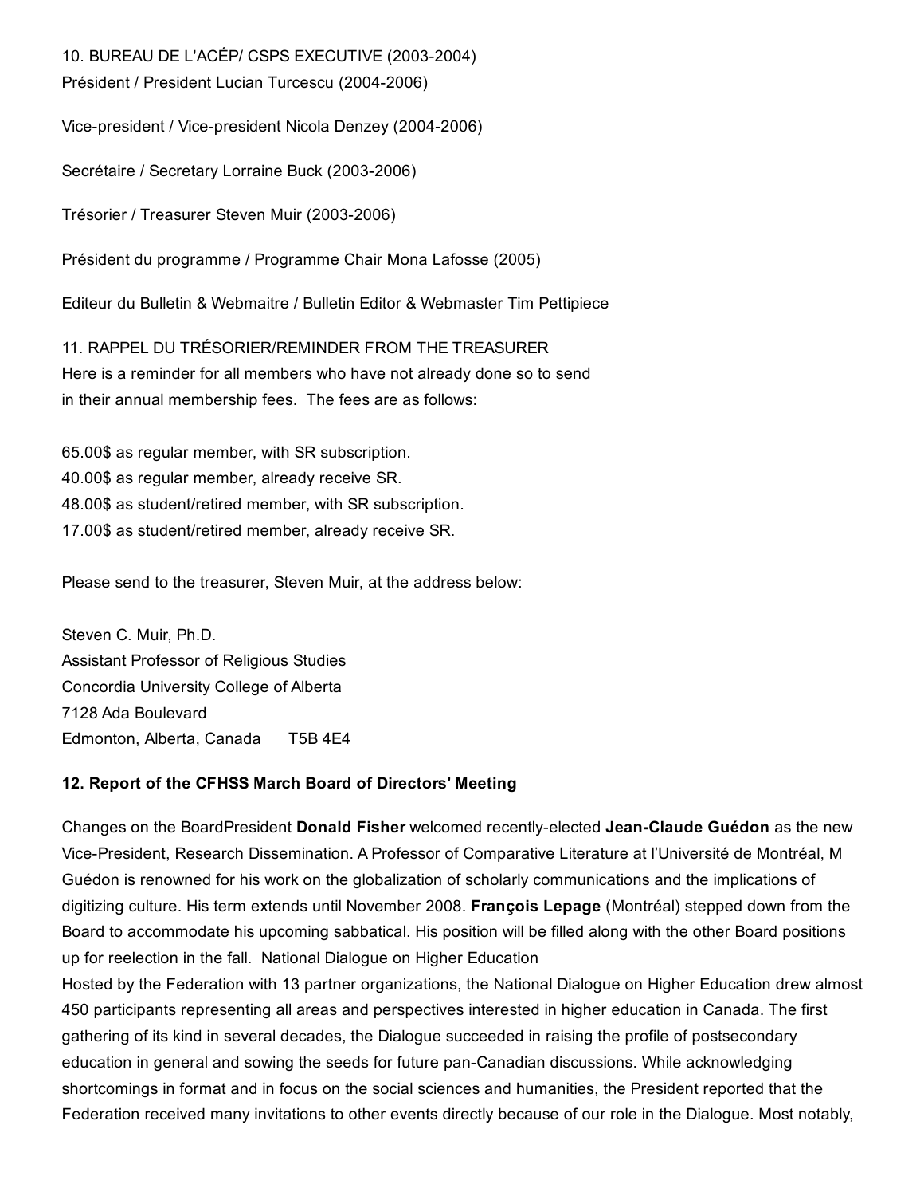10. BUREAU DE L'ACÉP/ CSPS EXECUTIVE (2003-2004)
Président / President Lucian Turcescu (2004-2006)

Vice-president / Vice-president Nicola Denzey (2004-2006)

Secrétaire / Secretary Lorraine Buck (2003-2006)

Trésorier / Treasurer Steven Muir (2003-2006)

Président du programme / Programme Chair Mona Lafosse (2005)

Editeur du Bulletin & Webmaitre / Bulletin Editor & Webmaster Tim Pettipiece

11. RAPPEL DU TRÉSORIER/REMINDER FROM THE TREASURER
Here is a reminder for all members who have not already done so to send in their annual membership fees. The fees are as follows:

65.00$ as regular member, with SR subscription.
40.00$ as regular member, already receive SR.
48.00$ as student/retired member, with SR subscription.
17.00$ as student/retired member, already receive SR.

Please send to the treasurer, Steven Muir, at the address below:

Steven C. Muir, Ph.D.
Assistant Professor of Religious Studies
Concordia University College of Alberta
7128 Ada Boulevard
Edmonton, Alberta, Canada T5B 4E4

**12. Report of the CFHSS March Board of Directors' Meeting**

Changes on the BoardPresident **Donald Fisher** welcomed recently-elected **Jean-Claude Guédon** as the new Vice-President, Research Dissemination. A Professor of Comparative Literature at l'Université de Montréal, M Guédon is renowned for his work on the globalization of scholarly communications and the implications of digitizing culture. His term extends until November 2008. **François Lepage** (Montréal) stepped down from the Board to accommodate his upcoming sabbatical. His position will be filled along with the other Board positions up for reelection in the fall. National Dialogue on Higher Education
Hosted by the Federation with 13 partner organizations, the National Dialogue on Higher Education drew almost 450 participants representing all areas and perspectives interested in higher education in Canada. The first gathering of its kind in several decades, the Dialogue succeeded in raising the profile of postsecondary education in general and sowing the seeds for future pan-Canadian discussions. While acknowledging shortcomings in format and in focus on the social sciences and humanities, the President reported that the Federation received many invitations to other events directly because of our role in the Dialogue. Most notably,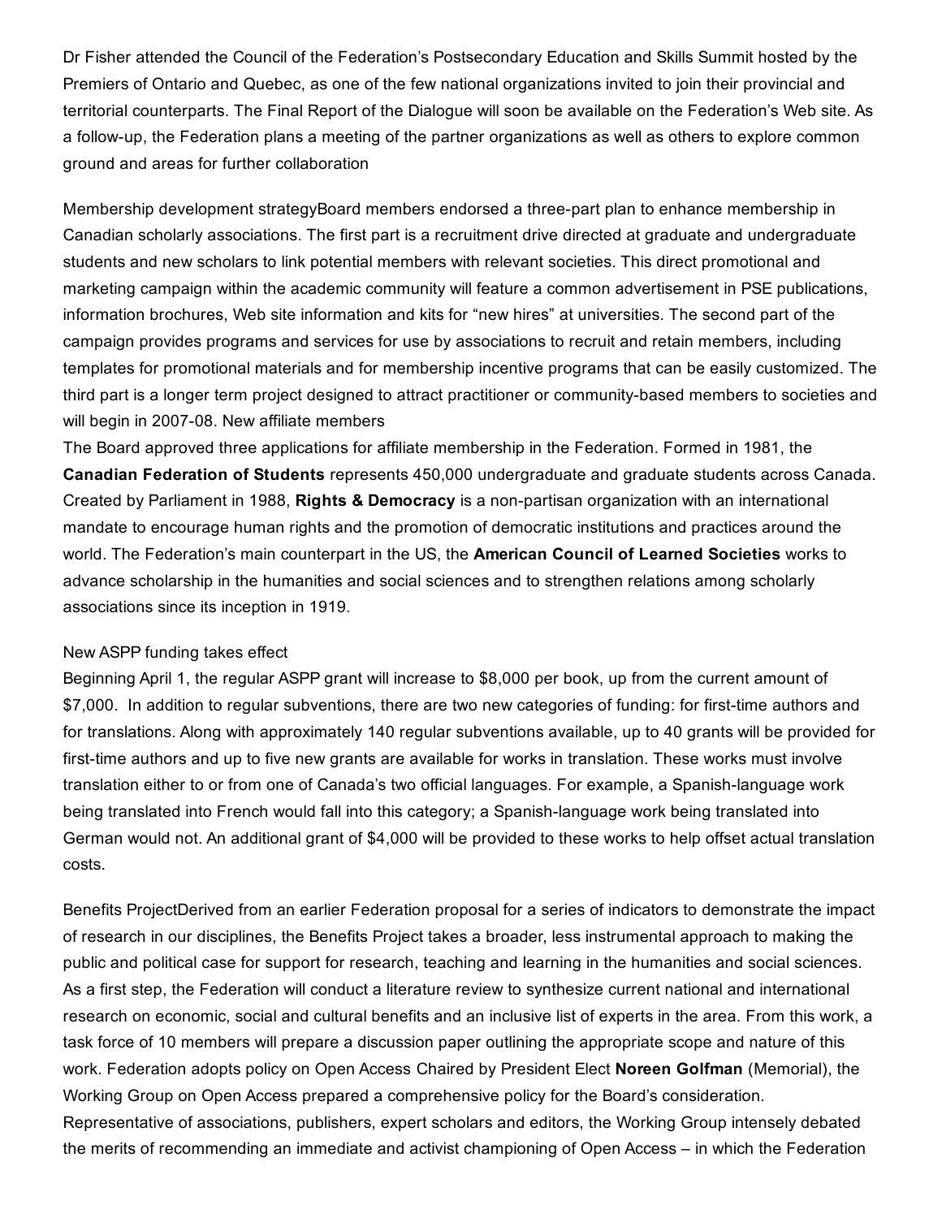Dr Fisher attended the Council of the Federation's Postsecondary Education and Skills Summit hosted by the Premiers of Ontario and Quebec, as one of the few national organizations invited to join their provincial and territorial counterparts. The Final Report of the Dialogue will soon be available on the Federation's Web site. As a follow-up, the Federation plans a meeting of the partner organizations as well as others to explore common ground and areas for further collaboration

Membership development strategyBoard members endorsed a three-part plan to enhance membership in Canadian scholarly associations. The first part is a recruitment drive directed at graduate and undergraduate students and new scholars to link potential members with relevant societies. This direct promotional and marketing campaign within the academic community will feature a common advertisement in PSE publications, information brochures, Web site information and kits for "new hires" at universities. The second part of the campaign provides programs and services for use by associations to recruit and retain members, including templates for promotional materials and for membership incentive programs that can be easily customized. The third part is a longer term project designed to attract practitioner or community-based members to societies and will begin in 2007-08. New affiliate members

The Board approved three applications for affiliate membership in the Federation. Formed in 1981, the **Canadian Federation of Students** represents 450,000 undergraduate and graduate students across Canada. Created by Parliament in 1988, **Rights & Democracy** is a non-partisan organization with an international mandate to encourage human rights and the promotion of democratic institutions and practices around the world. The Federation's main counterpart in the US, the **American Council of Learned Societies** works to advance scholarship in the humanities and social sciences and to strengthen relations among scholarly associations since its inception in 1919.

New ASPP funding takes effect

Beginning April 1, the regular ASPP grant will increase to $8,000 per book, up from the current amount of $7,000. In addition to regular subventions, there are two new categories of funding: for first-time authors and for translations. Along with approximately 140 regular subventions available, up to 40 grants will be provided for first-time authors and up to five new grants are available for works in translation. These works must involve translation either to or from one of Canada's two official languages. For example, a Spanish-language work being translated into French would fall into this category; a Spanish-language work being translated into German would not. An additional grant of $4,000 will be provided to these works to help offset actual translation costs.

Benefits ProjectDerived from an earlier Federation proposal for a series of indicators to demonstrate the impact of research in our disciplines, the Benefits Project takes a broader, less instrumental approach to making the public and political case for support for research, teaching and learning in the humanities and social sciences. As a first step, the Federation will conduct a literature review to synthesize current national and international research on economic, social and cultural benefits and an inclusive list of experts in the area. From this work, a task force of 10 members will prepare a discussion paper outlining the appropriate scope and nature of this work. Federation adopts policy on Open Access Chaired by President Elect **Noreen Golfman** (Memorial), the Working Group on Open Access prepared a comprehensive policy for the Board's consideration. Representative of associations, publishers, expert scholars and editors, the Working Group intensely debated the merits of recommending an immediate and activist championing of Open Access – in which the Federation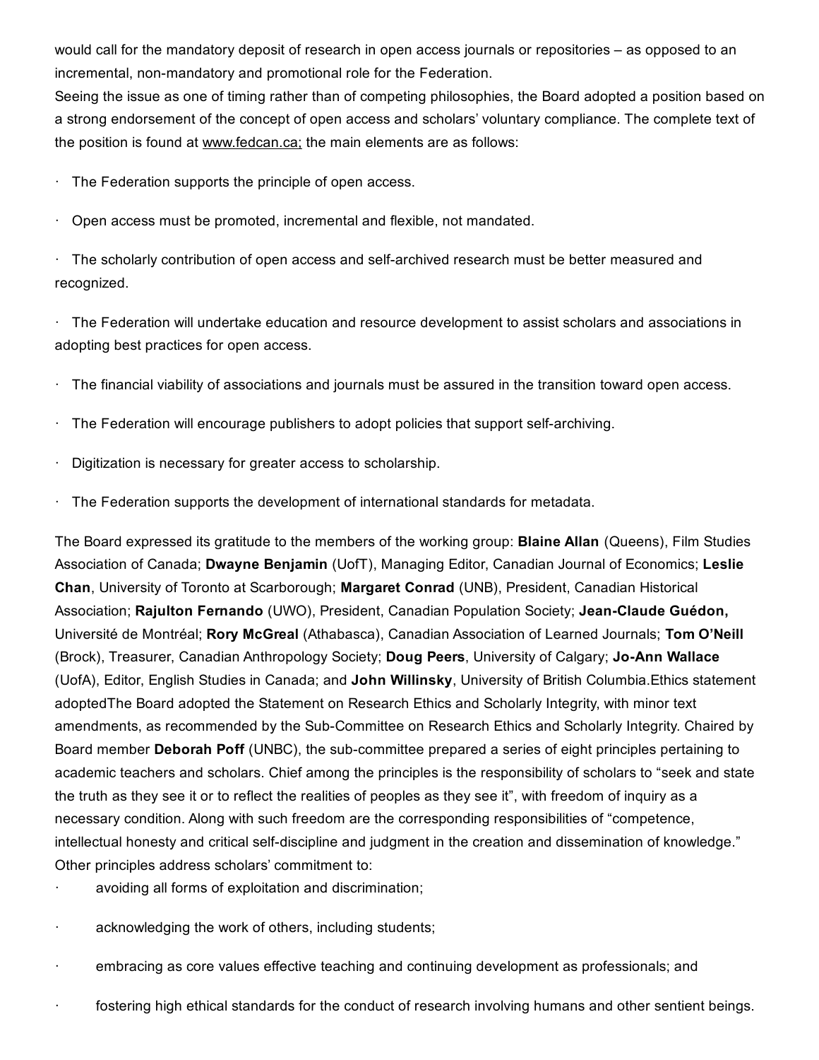would call for the mandatory deposit of research in open access journals or repositories – as opposed to an incremental, non-mandatory and promotional role for the Federation.

Seeing the issue as one of timing rather than of competing philosophies, the Board adopted a position based on a strong endorsement of the concept of open access and scholars' voluntary compliance. The complete text of the position is found at www.fedcan.ca; the main elements are as follows:

- The Federation supports the principle of open access.
- Open access must be promoted, incremental and flexible, not mandated.
- The scholarly contribution of open access and self-archived research must be better measured and recognized.
- The Federation will undertake education and resource development to assist scholars and associations in adopting best practices for open access.
- The financial viability of associations and journals must be assured in the transition toward open access.
- The Federation will encourage publishers to adopt policies that support self-archiving.
- Digitization is necessary for greater access to scholarship.
- The Federation supports the development of international standards for metadata.

The Board expressed its gratitude to the members of the working group: **Blaine Allan** (Queens), Film Studies Association of Canada; **Dwayne Benjamin** (UofT), Managing Editor, Canadian Journal of Economics; **Leslie Chan**, University of Toronto at Scarborough; **Margaret Conrad** (UNB), President, Canadian Historical Association; **Rajulton Fernando** (UWO), President, Canadian Population Society; **Jean-Claude Guédon,** Université de Montréal; **Rory McGreal** (Athabasca), Canadian Association of Learned Journals; **Tom O'Neill** (Brock), Treasurer, Canadian Anthropology Society; **Doug Peers**, University of Calgary; **Jo-Ann Wallace** (UofA), Editor, English Studies in Canada; and **John Willinsky**, University of British Columbia.Ethics statement adoptedThe Board adopted the Statement on Research Ethics and Scholarly Integrity, with minor text amendments, as recommended by the Sub-Committee on Research Ethics and Scholarly Integrity. Chaired by Board member **Deborah Poff** (UNBC), the sub-committee prepared a series of eight principles pertaining to academic teachers and scholars. Chief among the principles is the responsibility of scholars to "seek and state the truth as they see it or to reflect the realities of peoples as they see it", with freedom of inquiry as a necessary condition. Along with such freedom are the corresponding responsibilities of "competence, intellectual honesty and critical self-discipline and judgment in the creation and dissemination of knowledge." Other principles address scholars' commitment to:

- avoiding all forms of exploitation and discrimination;
- acknowledging the work of others, including students;
- embracing as core values effective teaching and continuing development as professionals; and
- fostering high ethical standards for the conduct of research involving humans and other sentient beings.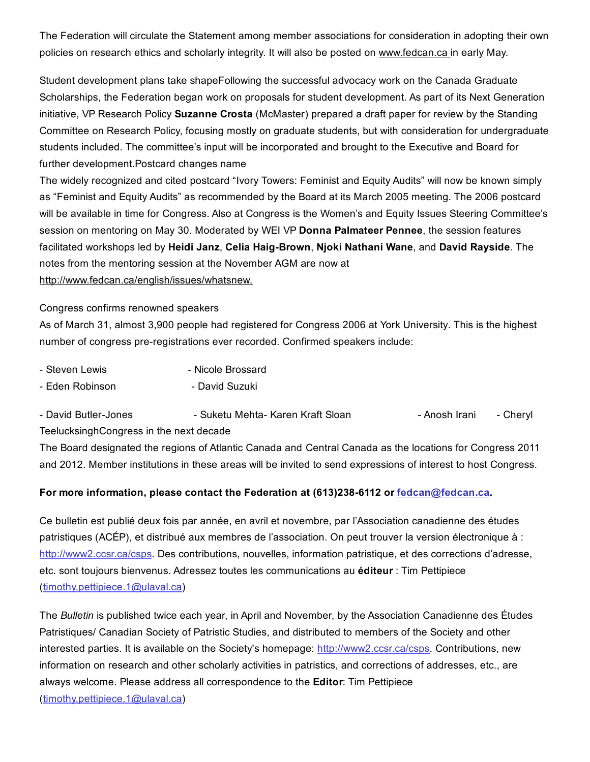The Federation will circulate the Statement among member associations for consideration in adopting their own policies on research ethics and scholarly integrity. It will also be posted on www.fedcan.ca in early May.

Student development plans take shapeFollowing the successful advocacy work on the Canada Graduate Scholarships, the Federation began work on proposals for student development. As part of its Next Generation initiative, VP Research Policy **Suzanne Crosta** (McMaster) prepared a draft paper for review by the Standing Committee on Research Policy, focusing mostly on graduate students, but with consideration for undergraduate students included. The committee's input will be incorporated and brought to the Executive and Board for further development.Postcard changes name

The widely recognized and cited postcard "Ivory Towers: Feminist and Equity Audits" will now be known simply as "Feminist and Equity Audits" as recommended by the Board at its March 2005 meeting. The 2006 postcard will be available in time for Congress. Also at Congress is the Women's and Equity Issues Steering Committee's session on mentoring on May 30. Moderated by WEI VP **Donna Palmateer Pennee**, the session features facilitated workshops led by **Heidi Janz**, **Celia Haig-Brown**, **Njoki Nathani Wane**, and **David Rayside**. The notes from the mentoring session at the November AGM are now at http://www.fedcan.ca/english/issues/whatsnew.

Congress confirms renowned speakers

As of March 31, almost 3,900 people had registered for Congress 2006 at York University. This is the highest number of congress pre-registrations ever recorded. Confirmed speakers include:

- Steven Lewis - Nicole Brossard
- Eden Robinson - David Suzuki
- David Butler-Jones - Suketu Mehta- Karen Kraft Sloan - Anosh Irani - Cheryl TeelucksinghCongress in the next decade

The Board designated the regions of Atlantic Canada and Central Canada as the locations for Congress 2011 and 2012. Member institutions in these areas will be invited to send expressions of interest to host Congress.

**For more information, please contact the Federation at (613)238-6112 or fedcan@fedcan.ca.**

Ce bulletin est publié deux fois par année, en avril et novembre, par l'Association canadienne des études patristiques (ACÉP), et distribué aux membres de l'association. On peut trouver la version électronique à : http://www2.ccsr.ca/csps. Des contributions, nouvelles, information patristique, et des corrections d'adresse, etc. sont toujours bienvenus. Adressez toutes les communications au **éditeur** : Tim Pettipiece (timothy.pettipiece.1@ulaval.ca)

The *Bulletin* is published twice each year, in April and November, by the Association Canadienne des Études Patristiques/ Canadian Society of Patristic Studies, and distributed to members of the Society and other interested parties. It is available on the Society's homepage: http://www2.ccsr.ca/csps. Contributions, new information on research and other scholarly activities in patristics, and corrections of addresses, etc., are always welcome. Please address all correspondence to the **Editor**: Tim Pettipiece (timothy.pettipiece.1@ulaval.ca)